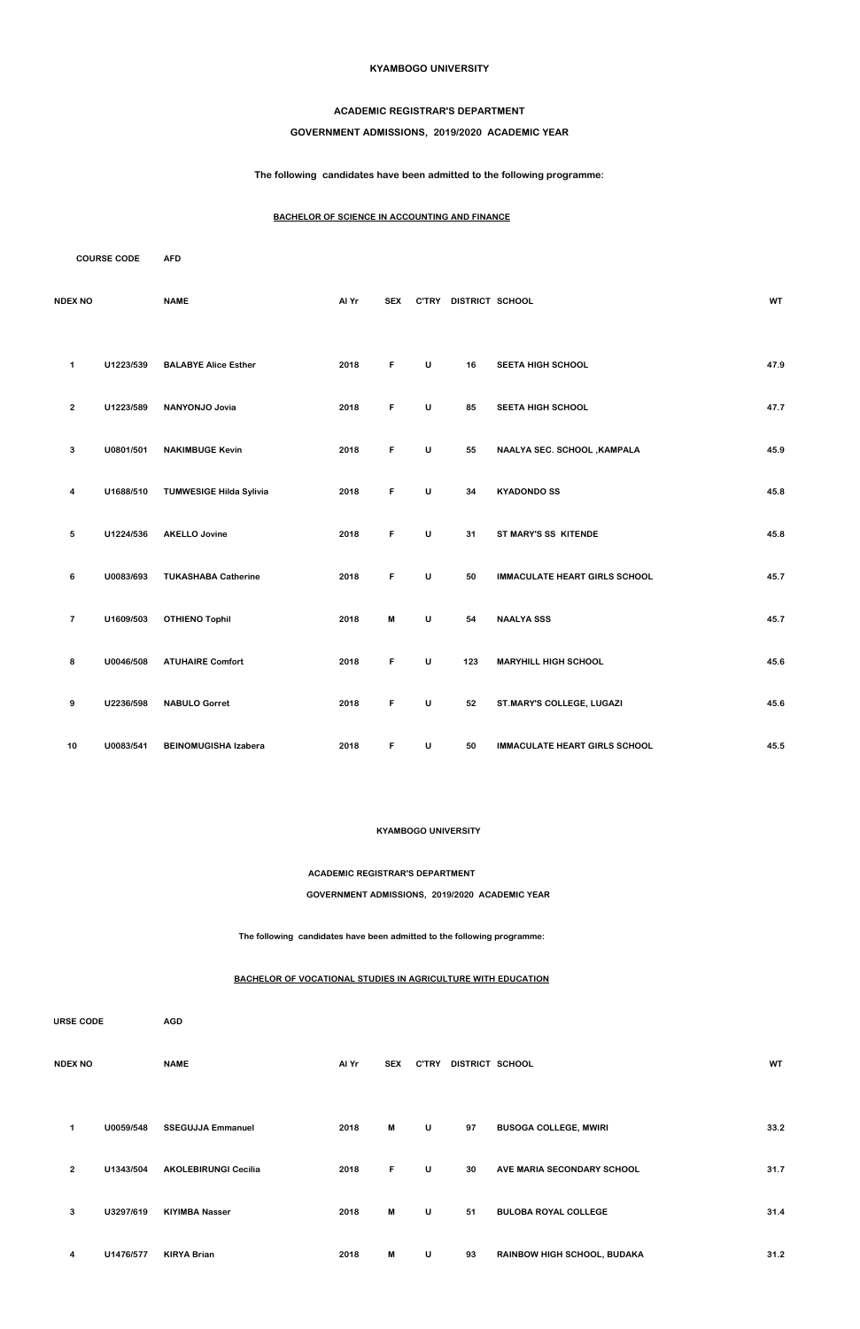**KYAMBOGO UNIVERSITY**

**ACADEMIC REGISTRAR'S DEPARTMENT**

**GOVERNMENT ADMISSIONS, 2019/2020 ACADEMIC YEAR**

**The following candidates have been admitted to the following programme:**

**BACHELOR OF SCIENCE IN ACCOUNTING AND FINANCE**

**COURSE CODE** **AFD**

| NDEX NO | | NAME | Al Yr | SEX | C'TRY | DISTRICT | SCHOOL | WT |
|---|---|---|---|---|---|---|---|---|
| 1 | U1223/539 | BALABYE Alice Esther | 2018 | F | U | 16 | SEETA HIGH SCHOOL | 47.9 |
| 2 | U1223/589 | NANYONJO Jovia | 2018 | F | U | 85 | SEETA HIGH SCHOOL | 47.7 |
| 3 | U0801/501 | NAKIMBUGE Kevin | 2018 | F | U | 55 | NAALYA SEC. SCHOOL ,KAMPALA | 45.9 |
| 4 | U1688/510 | TUMWESIGE Hilda Sylivia | 2018 | F | U | 34 | KYADONDO SS | 45.8 |
| 5 | U1224/536 | AKELLO Jovine | 2018 | F | U | 31 | ST MARY'S SS KITENDE | 45.8 |
| 6 | U0083/693 | TUKASHABA Catherine | 2018 | F | U | 50 | IMMACULATE HEART GIRLS SCHOOL | 45.7 |
| 7 | U1609/503 | OTHIENO Tophil | 2018 | M | U | 54 | NAALYA SSS | 45.7 |
| 8 | U0046/508 | ATUHAIRE Comfort | 2018 | F | U | 123 | MARYHILL HIGH SCHOOL | 45.6 |
| 9 | U2236/598 | NABULO Gorret | 2018 | F | U | 52 | ST.MARY'S COLLEGE, LUGAZI | 45.6 |
| 10 | U0083/541 | BEINOMUGISHA Izabera | 2018 | F | U | 50 | IMMACULATE HEART GIRLS SCHOOL | 45.5 |

**KYAMBOGO UNIVERSITY**

**ACADEMIC REGISTRAR'S DEPARTMENT**

**GOVERNMENT ADMISSIONS, 2019/2020 ACADEMIC YEAR**

**The following candidates have been admitted to the following programme:**

**BACHELOR OF VOCATIONAL STUDIES IN AGRICULTURE WITH EDUCATION**

**URSE CODE** **AGD**

| NDEX NO | | NAME | Al Yr | SEX | C'TRY | DISTRICT | SCHOOL | WT |
|---|---|---|---|---|---|---|---|---|
| 1 | U0059/548 | SSEGUJJA Emmanuel | 2018 | M | U | 97 | BUSOGA COLLEGE, MWIRI | 33.2 |
| 2 | U1343/504 | AKOLEBIRUNGI Cecilia | 2018 | F | U | 30 | AVE MARIA SECONDARY SCHOOL | 31.7 |
| 3 | U3297/619 | KIYIMBA Nasser | 2018 | M | U | 51 | BULOBA ROYAL COLLEGE | 31.4 |
| 4 | U1476/577 | KIRYA Brian | 2018 | M | U | 93 | RAINBOW HIGH SCHOOL, BUDAKA | 31.2 |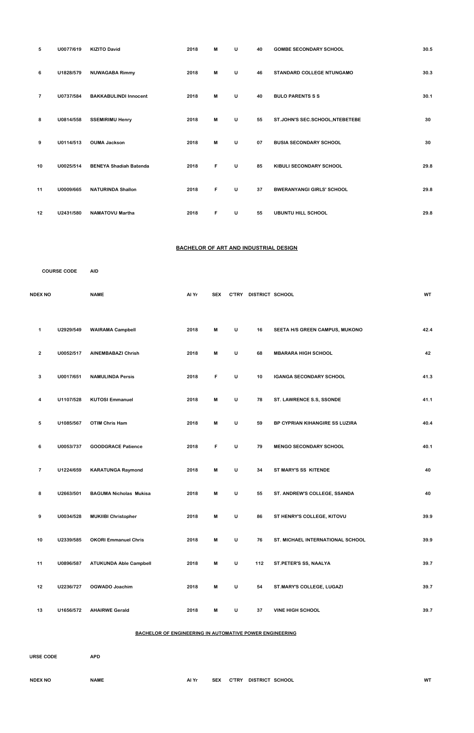| 5 | U0077/619 | KIZITO David | 2018 | M | U | 40 | GOMBE SECONDARY SCHOOL | 30.5 |
|---|---|---|---|---|---|---|---|---|
| 6 | U1828/579 | NUWAGABA Rimmy | 2018 | M | U | 46 | STANDARD COLLEGE NTUNGAMO | 30.3 |
| 7 | U0737/584 | BAKKABULINDI Innocent | 2018 | M | U | 40 | BULO PARENTS S S | 30.1 |
| 8 | U0814/558 | SSEMIRIMU Henry | 2018 | M | U | 55 | ST.JOHN'S SEC.SCHOOL,NTEBETEBE | 30 |
| 9 | U0114/513 | OUMA Jackson | 2018 | M | U | 07 | BUSIA SECONDARY SCHOOL | 30 |
| 10 | U0025/514 | BENEYA Shadiah Batenda | 2018 | F | U | 85 | KIBULI SECONDARY SCHOOL | 29.8 |
| 11 | U0009/665 | NATURINDA Shallon | 2018 | F | U | 37 | BWERANYANGI GIRLS' SCHOOL | 29.8 |
| 12 | U2431/580 | NAMATOVU Martha | 2018 | F | U | 55 | UBUNTU HILL SCHOOL | 29.8 |

## BACHELOR OF ART AND INDUSTRIAL DESIGN

COURSE CODE AID

| NDEX NO | | NAME | Al Yr | SEX | C'TRY | DISTRICT | SCHOOL | WT |
|---|---|---|---|---|---|---|---|---|
| 1 | U2929/549 | WAIRAMA Campbell | 2018 | M | U | 16 | SEETA H/S GREEN CAMPUS, MUKONO | 42.4 |
| 2 | U0052/517 | AINEMBABAZI Chrish | 2018 | M | U | 68 | MBARARA HIGH SCHOOL | 42 |
| 3 | U0017/651 | NAMULINDA Persis | 2018 | F | U | 10 | IGANGA SECONDARY SCHOOL | 41.3 |
| 4 | U1107/528 | KUTOSI Emmanuel | 2018 | M | U | 78 | ST. LAWRENCE S.S, SSONDE | 41.1 |
| 5 | U1085/567 | OTIM Chris Ham | 2018 | M | U | 59 | BP CYPRIAN KIHANGIRE SS LUZIRA | 40.4 |
| 6 | U0053/737 | GOODGRACE Patience | 2018 | F | U | 79 | MENGO SECONDARY SCHOOL | 40.1 |
| 7 | U1224/659 | KARATUNGA Raymond | 2018 | M | U | 34 | ST MARY'S SS KITENDE | 40 |
| 8 | U2663/501 | BAGUMA Nicholas Mukisa | 2018 | M | U | 55 | ST. ANDREW'S COLLEGE, SSANDA | 40 |
| 9 | U0034/528 | MUKIIBI Christopher | 2018 | M | U | 86 | ST HENRY'S COLLEGE, KITOVU | 39.9 |
| 10 | U2339/585 | OKORI Emmanuel Chris | 2018 | M | U | 76 | ST. MICHAEL INTERNATIONAL SCHOOL | 39.9 |
| 11 | U0896/587 | ATUKUNDA Able Campbell | 2018 | M | U | 112 | ST.PETER'S SS, NAALYA | 39.7 |
| 12 | U2236/727 | OGWADO Joachim | 2018 | M | U | 54 | ST.MARY'S COLLEGE, LUGAZI | 39.7 |
| 13 | U1656/572 | AHAIRWE Gerald | 2018 | M | U | 37 | VINE HIGH SCHOOL | 39.7 |

## BACHELOR OF ENGINEERING IN AUTOMATIVE POWER ENGINEERING

URSE CODE APD

| NDEX NO | NAME | Al Yr | SEX | C'TRY | DISTRICT | SCHOOL | WT |
|---|---|---|---|---|---|---|---|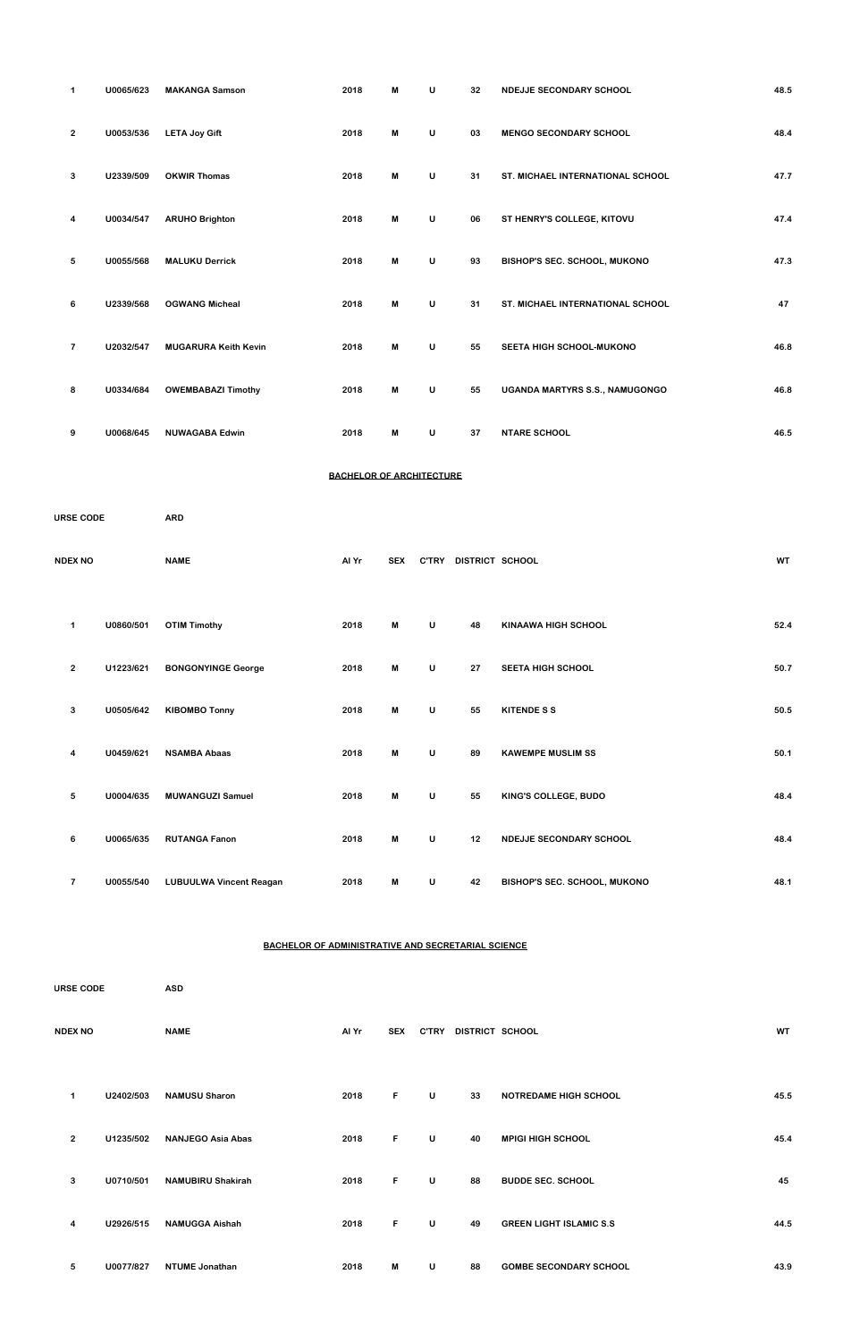| | | | | | | | | |
|---|---|---|---|---|---|---|---|---|
| 1 | U0065/623 | MAKANGA Samson | 2018 | M | U | 32 | NDEJJE SECONDARY SCHOOL | 48.5 |
| 2 | U0053/536 | LETA Joy Gift | 2018 | M | U | 03 | MENGO SECONDARY SCHOOL | 48.4 |
| 3 | U2339/509 | OKWIR Thomas | 2018 | M | U | 31 | ST. MICHAEL INTERNATIONAL SCHOOL | 47.7 |
| 4 | U0034/547 | ARUHO Brighton | 2018 | M | U | 06 | ST HENRY'S COLLEGE, KITOVU | 47.4 |
| 5 | U0055/568 | MALUKU Derrick | 2018 | M | U | 93 | BISHOP'S SEC. SCHOOL, MUKONO | 47.3 |
| 6 | U2339/568 | OGWANG Micheal | 2018 | M | U | 31 | ST. MICHAEL INTERNATIONAL SCHOOL | 47 |
| 7 | U2032/547 | MUGARURA Keith Kevin | 2018 | M | U | 55 | SEETA HIGH SCHOOL-MUKONO | 46.8 |
| 8 | U0334/684 | OWEMBABAZI Timothy | 2018 | M | U | 55 | UGANDA MARTYRS S.S., NAMUGONGO | 46.8 |
| 9 | U0068/645 | NUWAGABA Edwin | 2018 | M | U | 37 | NTARE SCHOOL | 46.5 |

**BACHELOR OF ARCHITECTURE**

URSE CODE ARD

| NDEX NO | | NAME | Al Yr | SEX | C'TRY | DISTRICT | SCHOOL | WT |
|---|---|---|---|---|---|---|---|---|
| 1 | U0860/501 | OTIM Timothy | 2018 | M | U | 48 | KINAAWA HIGH SCHOOL | 52.4 |
| 2 | U1223/621 | BONGONYINGE George | 2018 | M | U | 27 | SEETA HIGH SCHOOL | 50.7 |
| 3 | U0505/642 | KIBOMBO Tonny | 2018 | M | U | 55 | KITENDE S S | 50.5 |
| 4 | U0459/621 | NSAMBA Abaas | 2018 | M | U | 89 | KAWEMPE MUSLIM SS | 50.1 |
| 5 | U0004/635 | MUWANGUZI Samuel | 2018 | M | U | 55 | KING'S COLLEGE, BUDO | 48.4 |
| 6 | U0065/635 | RUTANGA Fanon | 2018 | M | U | 12 | NDEJJE SECONDARY SCHOOL | 48.4 |
| 7 | U0055/540 | LUBUULWA Vincent Reagan | 2018 | M | U | 42 | BISHOP'S SEC. SCHOOL, MUKONO | 48.1 |

**BACHELOR OF ADMINISTRATIVE AND SECRETARIAL SCIENCE**

URSE CODE ASD

| NDEX NO | | NAME | Al Yr | SEX | C'TRY | DISTRICT | SCHOOL | WT |
|---|---|---|---|---|---|---|---|---|
| 1 | U2402/503 | NAMUSU Sharon | 2018 | F | U | 33 | NOTREDAME HIGH SCHOOL | 45.5 |
| 2 | U1235/502 | NANJEGO Asia Abas | 2018 | F | U | 40 | MPIGI HIGH SCHOOL | 45.4 |
| 3 | U0710/501 | NAMUBIRU Shakirah | 2018 | F | U | 88 | BUDDE SEC. SCHOOL | 45 |
| 4 | U2926/515 | NAMUGGA Aishah | 2018 | F | U | 49 | GREEN LIGHT ISLAMIC S.S | 44.5 |
| 5 | U0077/827 | NTUME Jonathan | 2018 | M | U | 88 | GOMBE SECONDARY SCHOOL | 43.9 |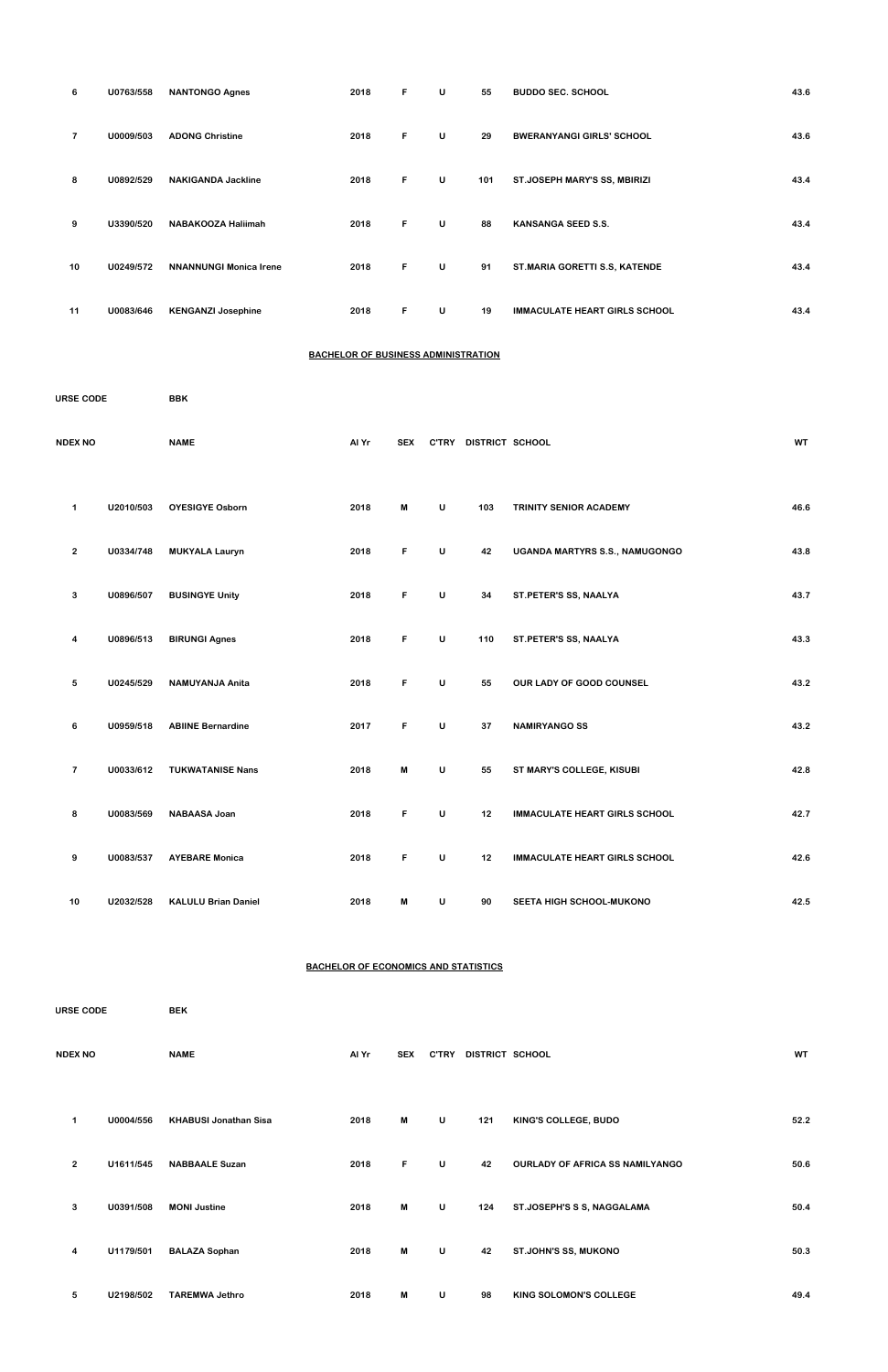| | | | | | | | | |
|---|---|---|---|---|---|---|---|---|
| 6 | U0763/558 | NANTONGO Agnes | 2018 | F | U | 55 | BUDDO SEC. SCHOOL | 43.6 |
| 7 | U0009/503 | ADONG Christine | 2018 | F | U | 29 | BWERANYANGI GIRLS' SCHOOL | 43.6 |
| 8 | U0892/529 | NAKIGANDA Jackline | 2018 | F | U | 101 | ST.JOSEPH MARY'S SS, MBIRIZI | 43.4 |
| 9 | U3390/520 | NABAKOOZA Haliimah | 2018 | F | U | 88 | KANSANGA SEED S.S. | 43.4 |
| 10 | U0249/572 | NNANNUNGI Monica Irene | 2018 | F | U | 91 | ST.MARIA GORETTI S.S, KATENDE | 43.4 |
| 11 | U0083/646 | KENGANZI Josephine | 2018 | F | U | 19 | IMMACULATE HEART GIRLS SCHOOL | 43.4 |

**BACHELOR OF BUSINESS ADMINISTRATION**

URSE CODE BBK

| NDEX NO | | NAME | Al Yr | SEX | C'TRY | DISTRICT | SCHOOL | WT |
|---|---|---|---|---|---|---|---|---|
| 1 | U2010/503 | OYESIGYE Osborn | 2018 | M | U | 103 | TRINITY SENIOR ACADEMY | 46.6 |
| 2 | U0334/748 | MUKYALA Lauryn | 2018 | F | U | 42 | UGANDA MARTYRS S.S., NAMUGONGO | 43.8 |
| 3 | U0896/507 | BUSINGYE Unity | 2018 | F | U | 34 | ST.PETER'S SS, NAALYA | 43.7 |
| 4 | U0896/513 | BIRUNGI Agnes | 2018 | F | U | 110 | ST.PETER'S SS, NAALYA | 43.3 |
| 5 | U0245/529 | NAMUYANJA Anita | 2018 | F | U | 55 | OUR LADY OF GOOD COUNSEL | 43.2 |
| 6 | U0959/518 | ABIINE Bernardine | 2017 | F | U | 37 | NAMIRYANGO SS | 43.2 |
| 7 | U0033/612 | TUKWATANISE Nans | 2018 | M | U | 55 | ST MARY'S COLLEGE, KISUBI | 42.8 |
| 8 | U0083/569 | NABAASA Joan | 2018 | F | U | 12 | IMMACULATE HEART GIRLS SCHOOL | 42.7 |
| 9 | U0083/537 | AYEBARE Monica | 2018 | F | U | 12 | IMMACULATE HEART GIRLS SCHOOL | 42.6 |
| 10 | U2032/528 | KALULU Brian Daniel | 2018 | M | U | 90 | SEETA HIGH SCHOOL-MUKONO | 42.5 |

**BACHELOR OF ECONOMICS AND STATISTICS**

URSE CODE BEK

| NDEX NO | | NAME | Al Yr | SEX | C'TRY | DISTRICT | SCHOOL | WT |
|---|---|---|---|---|---|---|---|---|
| 1 | U0004/556 | KHABUSI Jonathan Sisa | 2018 | M | U | 121 | KING'S COLLEGE, BUDO | 52.2 |
| 2 | U1611/545 | NABBAALE Suzan | 2018 | F | U | 42 | OURLADY OF AFRICA SS NAMILYANGO | 50.6 |
| 3 | U0391/508 | MONI Justine | 2018 | M | U | 124 | ST.JOSEPH'S S S, NAGGALAMA | 50.4 |
| 4 | U1179/501 | BALAZA Sophan | 2018 | M | U | 42 | ST.JOHN'S SS, MUKONO | 50.3 |
| 5 | U2198/502 | TAREMWA Jethro | 2018 | M | U | 98 | KING SOLOMON'S COLLEGE | 49.4 |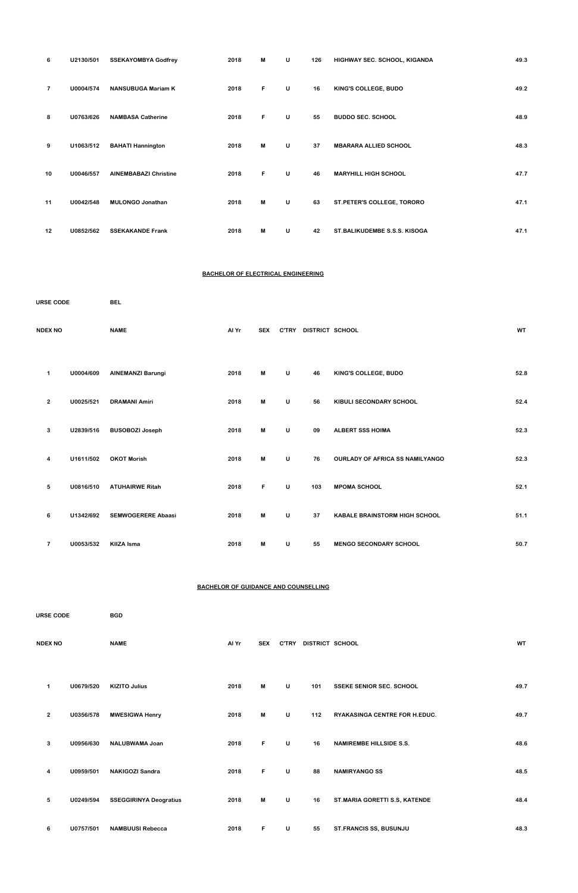| 6 | U2130/501 | SSEKAYOMBYA Godfrey | 2018 | M | U | 126 | HIGHWAY SEC. SCHOOL, KIGANDA | 49.3 |
|---|---|---|---|---|---|---|---|---|
| 7 | U0004/574 | NANSUBUGA Mariam K | 2018 | F | U | 16 | KING'S COLLEGE, BUDO | 49.2 |
| 8 | U0763/626 | NAMBASA Catherine | 2018 | F | U | 55 | BUDDO SEC. SCHOOL | 48.9 |
| 9 | U1063/512 | BAHATI Hannington | 2018 | M | U | 37 | MBARARA ALLIED SCHOOL | 48.3 |
| 10 | U0046/557 | AINEMBABAZI Christine | 2018 | F | U | 46 | MARYHILL HIGH SCHOOL | 47.7 |
| 11 | U0042/548 | MULONGO Jonathan | 2018 | M | U | 63 | ST.PETER'S COLLEGE, TORORO | 47.1 |
| 12 | U0852/562 | SSEKAKANDE Frank | 2018 | M | U | 42 | ST.BALIKUDEMBE S.S.S. KISOGA | 47.1 |

**BACHELOR OF ELECTRICAL ENGINEERING**

URSE CODE BEL

| NDEX NO | | NAME | Al Yr | SEX | C'TRY | DISTRICT | SCHOOL | WT |
|---|---|---|---|---|---|---|---|---|
| 1 | U0004/609 | AINEMANZI Barungi | 2018 | M | U | 46 | KING'S COLLEGE, BUDO | 52.8 |
| 2 | U0025/521 | DRAMANI Amiri | 2018 | M | U | 56 | KIBULI SECONDARY SCHOOL | 52.4 |
| 3 | U2839/516 | BUSOBOZI Joseph | 2018 | M | U | 09 | ALBERT SSS HOIMA | 52.3 |
| 4 | U1611/502 | OKOT Morish | 2018 | M | U | 76 | OURLADY OF AFRICA SS NAMILYANGO | 52.3 |
| 5 | U0816/510 | ATUHAIRWE Ritah | 2018 | F | U | 103 | MPOMA SCHOOL | 52.1 |
| 6 | U1342/692 | SEMWOGERERE Abaasi | 2018 | M | U | 37 | KABALE BRAINSTORM HIGH SCHOOL | 51.1 |
| 7 | U0053/532 | KIIZA Isma | 2018 | M | U | 55 | MENGO SECONDARY SCHOOL | 50.7 |

**BACHELOR OF GUIDANCE AND COUNSELLING**

URSE CODE BGD

| NDEX NO | | NAME | Al Yr | SEX | C'TRY | DISTRICT | SCHOOL | WT |
|---|---|---|---|---|---|---|---|---|
| 1 | U0679/520 | KIZITO Julius | 2018 | M | U | 101 | SSEKE SENIOR SEC. SCHOOL | 49.7 |
| 2 | U0356/578 | MWESIGWA Henry | 2018 | M | U | 112 | RYAKASINGA CENTRE FOR H.EDUC. | 49.7 |
| 3 | U0956/630 | NALUBWAMA Joan | 2018 | F | U | 16 | NAMIREMBE HILLSIDE S.S. | 48.6 |
| 4 | U0959/501 | NAKIGOZI Sandra | 2018 | F | U | 88 | NAMIRYANGO SS | 48.5 |
| 5 | U0249/594 | SSEGGIRINYA Deogratius | 2018 | M | U | 16 | ST.MARIA GORETTI S.S, KATENDE | 48.4 |
| 6 | U0757/501 | NAMBUUSI Rebecca | 2018 | F | U | 55 | ST.FRANCIS SS, BUSUNJU | 48.3 |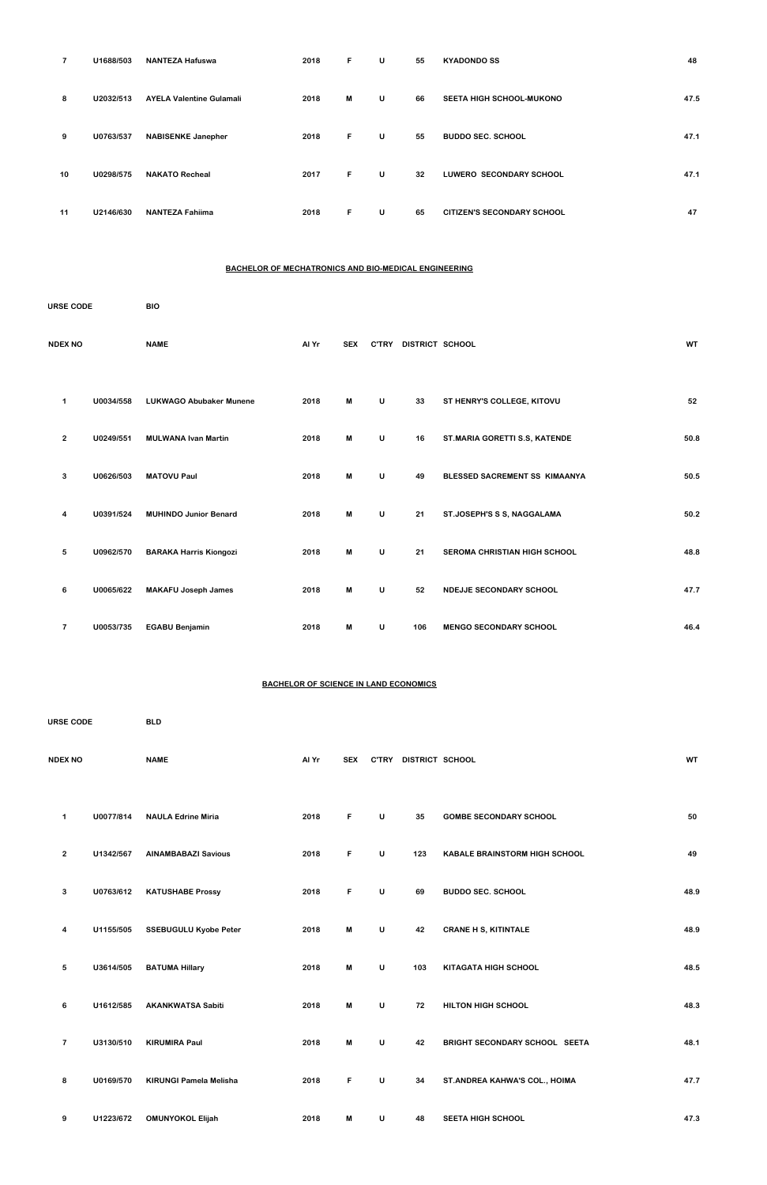| 7 | U1688/503 | NANTEZA Hafuswa | 2018 | F | U | 55 | KYADONDO SS | 48 |
|---|---|---|---|---|---|---|---|---|
| 8 | U2032/513 | AYELA Valentine Gulamali | 2018 | M | U | 66 | SEETA HIGH SCHOOL-MUKONO | 47.5 |
| 9 | U0763/537 | NABISENKE Janepher | 2018 | F | U | 55 | BUDDO SEC. SCHOOL | 47.1 |
| 10 | U0298/575 | NAKATO Recheal | 2017 | F | U | 32 | LUWERO SECONDARY SCHOOL | 47.1 |
| 11 | U2146/630 | NANTEZA Fahiima | 2018 | F | U | 65 | CITIZEN'S SECONDARY SCHOOL | 47 |

**BACHELOR OF MECHATRONICS AND BIO-MEDICAL ENGINEERING**

URSE CODE BIO

| NDEX NO | | NAME | Al Yr | SEX | C'TRY | DISTRICT | SCHOOL | WT |
|---|---|---|---|---|---|---|---|---|
| 1 | U0034/558 | LUKWAGO Abubaker Munene | 2018 | M | U | 33 | ST HENRY'S COLLEGE, KITOVU | 52 |
| 2 | U0249/551 | MULWANA Ivan Martin | 2018 | M | U | 16 | ST.MARIA GORETTI S.S, KATENDE | 50.8 |
| 3 | U0626/503 | MATOVU Paul | 2018 | M | U | 49 | BLESSED SACREMENT SS KIMAANYA | 50.5 |
| 4 | U0391/524 | MUHINDO Junior Benard | 2018 | M | U | 21 | ST.JOSEPH'S S S, NAGGALAMA | 50.2 |
| 5 | U0962/570 | BARAKA Harris Kiongozi | 2018 | M | U | 21 | SEROMA CHRISTIAN HIGH SCHOOL | 48.8 |
| 6 | U0065/622 | MAKAFU Joseph James | 2018 | M | U | 52 | NDEJJE SECONDARY SCHOOL | 47.7 |
| 7 | U0053/735 | EGABU Benjamin | 2018 | M | U | 106 | MENGO SECONDARY SCHOOL | 46.4 |

**BACHELOR OF SCIENCE IN LAND ECONOMICS**

URSE CODE BLD

| NDEX NO | | NAME | Al Yr | SEX | C'TRY | DISTRICT | SCHOOL | WT |
|---|---|---|---|---|---|---|---|---|
| 1 | U0077/814 | NAULA Edrine Miria | 2018 | F | U | 35 | GOMBE SECONDARY SCHOOL | 50 |
| 2 | U1342/567 | AINAMBABAZI Savious | 2018 | F | U | 123 | KABALE BRAINSTORM HIGH SCHOOL | 49 |
| 3 | U0763/612 | KATUSHABE Prossy | 2018 | F | U | 69 | BUDDO SEC. SCHOOL | 48.9 |
| 4 | U1155/505 | SSEBUGULU Kyobe Peter | 2018 | M | U | 42 | CRANE H S, KITINTALE | 48.9 |
| 5 | U3614/505 | BATUMA Hillary | 2018 | M | U | 103 | KITAGATA HIGH SCHOOL | 48.5 |
| 6 | U1612/585 | AKANKWATSA Sabiti | 2018 | M | U | 72 | HILTON HIGH SCHOOL | 48.3 |
| 7 | U3130/510 | KIRUMIRA Paul | 2018 | M | U | 42 | BRIGHT SECONDARY SCHOOL SEETA | 48.1 |
| 8 | U0169/570 | KIRUNGI Pamela Melisha | 2018 | F | U | 34 | ST.ANDREA KAHWA'S COL., HOIMA | 47.7 |
| 9 | U1223/672 | OMUNYOKOL Elijah | 2018 | M | U | 48 | SEETA HIGH SCHOOL | 47.3 |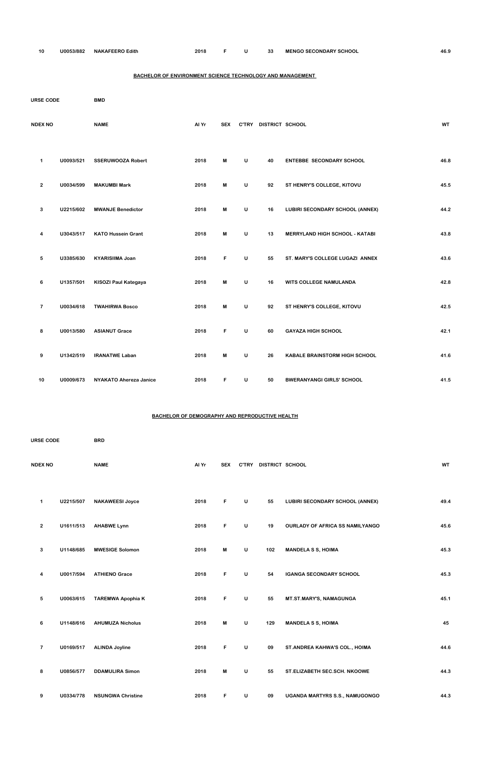| 10 | U0053/882 | NAKAFEERO Edith | 2018 | F | U | 33 | MENGO SECONDARY SCHOOL | 46.9 |
|---|---|---|---|---|---|---|---|---|

**BACHELOR OF ENVIRONMENT SCIENCE TECHNOLOGY AND MANAGEMENT**

URSE CODE BMD

| NDEX NO | | NAME | Al Yr | SEX | C'TRY | DISTRICT | SCHOOL | WT |
|---|---|---|---|---|---|---|---|---|
| 1 | U0093/521 | SSERUWOOZA Robert | 2018 | M | U | 40 | ENTEBBE SECONDARY SCHOOL | 46.8 |
| 2 | U0034/599 | MAKUMBI Mark | 2018 | M | U | 92 | ST HENRY'S COLLEGE, KITOVU | 45.5 |
| 3 | U2215/602 | MWANJE Benedictor | 2018 | M | U | 16 | LUBIRI SECONDARY SCHOOL (ANNEX) | 44.2 |
| 4 | U3043/517 | KATO Hussein Grant | 2018 | M | U | 13 | MERRYLAND HIGH SCHOOL - KATABI | 43.8 |
| 5 | U3385/630 | KYARISIIMA Joan | 2018 | F | U | 55 | ST. MARY'S COLLEGE LUGAZI ANNEX | 43.6 |
| 6 | U1357/501 | KISOZI Paul Kategaya | 2018 | M | U | 16 | WITS COLLEGE NAMULANDA | 42.8 |
| 7 | U0034/618 | TWAHIRWA Bosco | 2018 | M | U | 92 | ST HENRY'S COLLEGE, KITOVU | 42.5 |
| 8 | U0013/580 | ASIANUT Grace | 2018 | F | U | 60 | GAYAZA HIGH SCHOOL | 42.1 |
| 9 | U1342/519 | IRANATWE Laban | 2018 | M | U | 26 | KABALE BRAINSTORM HIGH SCHOOL | 41.6 |
| 10 | U0009/673 | NYAKATO Ahereza Janice | 2018 | F | U | 50 | BWERANYANGI GIRLS' SCHOOL | 41.5 |

**BACHELOR OF DEMOGRAPHY AND REPRODUCTIVE HEALTH**

URSE CODE BRD

| NDEX NO | | NAME | Al Yr | SEX | C'TRY | DISTRICT | SCHOOL | WT |
|---|---|---|---|---|---|---|---|---|
| 1 | U2215/507 | NAKAWEESI Joyce | 2018 | F | U | 55 | LUBIRI SECONDARY SCHOOL (ANNEX) | 49.4 |
| 2 | U1611/513 | AHABWE Lynn | 2018 | F | U | 19 | OURLADY OF AFRICA SS NAMILYANGO | 45.6 |
| 3 | U1148/685 | MWESIGE Solomon | 2018 | M | U | 102 | MANDELA S S, HOIMA | 45.3 |
| 4 | U0017/594 | ATHIENO Grace | 2018 | F | U | 54 | IGANGA SECONDARY SCHOOL | 45.3 |
| 5 | U0063/615 | TAREMWA Apophia K | 2018 | F | U | 55 | MT.ST.MARY'S, NAMAGUNGA | 45.1 |
| 6 | U1148/616 | AHUMUZA Nicholus | 2018 | M | U | 129 | MANDELA S S, HOIMA | 45 |
| 7 | U0169/517 | ALINDA Joyline | 2018 | F | U | 09 | ST.ANDREA KAHWA'S COL., HOIMA | 44.6 |
| 8 | U0856/577 | DDAMULIRA Simon | 2018 | M | U | 55 | ST.ELIZABETH SEC.SCH. NKOOWE | 44.3 |
| 9 | U0334/778 | NSUNGWA Christine | 2018 | F | U | 09 | UGANDA MARTYRS S.S., NAMUGONGO | 44.3 |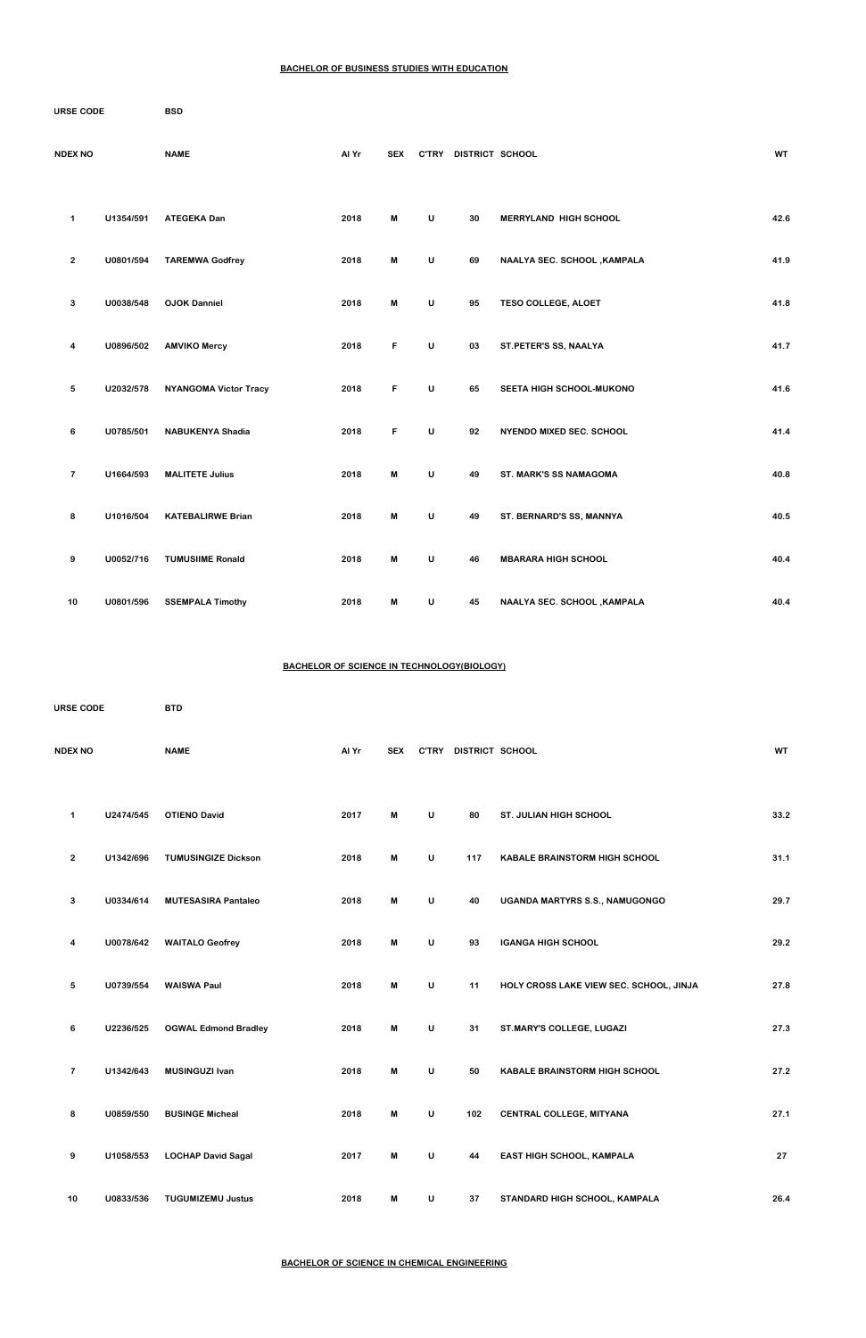## BACHELOR OF BUSINESS STUDIES WITH EDUCATION

URSE CODE BSD

| NDEX NO | | NAME | Al Yr | SEX | C'TRY | DISTRICT | SCHOOL | WT |
|---|---|---|---|---|---|---|---|---|
| 1 | U1354/591 | ATEGEKA Dan | 2018 | M | U | 30 | MERRYLAND HIGH SCHOOL | 42.6 |
| 2 | U0801/594 | TAREMWA Godfrey | 2018 | M | U | 69 | NAALYA SEC. SCHOOL ,KAMPALA | 41.9 |
| 3 | U0038/548 | OJOK Danniel | 2018 | M | U | 95 | TESO COLLEGE, ALOET | 41.8 |
| 4 | U0896/502 | AMVIKO Mercy | 2018 | F | U | 03 | ST.PETER'S SS, NAALYA | 41.7 |
| 5 | U2032/578 | NYANGOMA Victor Tracy | 2018 | F | U | 65 | SEETA HIGH SCHOOL-MUKONO | 41.6 |
| 6 | U0785/501 | NABUKENYA Shadia | 2018 | F | U | 92 | NYENDO MIXED SEC. SCHOOL | 41.4 |
| 7 | U1664/593 | MALITETE Julius | 2018 | M | U | 49 | ST. MARK'S SS NAMAGOMA | 40.8 |
| 8 | U1016/504 | KATEBALIRWE Brian | 2018 | M | U | 49 | ST. BERNARD'S SS, MANNYA | 40.5 |
| 9 | U0052/716 | TUMUSIIME Ronald | 2018 | M | U | 46 | MBARARA HIGH SCHOOL | 40.4 |
| 10 | U0801/596 | SSEMPALA Timothy | 2018 | M | U | 45 | NAALYA SEC. SCHOOL ,KAMPALA | 40.4 |

## BACHELOR OF SCIENCE IN TECHNOLOGY(BIOLOGY)

URSE CODE BTD

| NDEX NO | | NAME | Al Yr | SEX | C'TRY | DISTRICT | SCHOOL | WT |
|---|---|---|---|---|---|---|---|---|
| 1 | U2474/545 | OTIENO David | 2017 | M | U | 80 | ST. JULIAN HIGH SCHOOL | 33.2 |
| 2 | U1342/696 | TUMUSINGIZE Dickson | 2018 | M | U | 117 | KABALE BRAINSTORM HIGH SCHOOL | 31.1 |
| 3 | U0334/614 | MUTESASIRA Pantaleo | 2018 | M | U | 40 | UGANDA MARTYRS S.S., NAMUGONGO | 29.7 |
| 4 | U0078/642 | WAITALO Geofrey | 2018 | M | U | 93 | IGANGA HIGH SCHOOL | 29.2 |
| 5 | U0739/554 | WAISWA Paul | 2018 | M | U | 11 | HOLY CROSS LAKE VIEW SEC. SCHOOL, JINJA | 27.8 |
| 6 | U2236/525 | OGWAL Edmond Bradley | 2018 | M | U | 31 | ST.MARY'S COLLEGE, LUGAZI | 27.3 |
| 7 | U1342/643 | MUSINGUZI Ivan | 2018 | M | U | 50 | KABALE BRAINSTORM HIGH SCHOOL | 27.2 |
| 8 | U0859/550 | BUSINGE Micheal | 2018 | M | U | 102 | CENTRAL COLLEGE, MITYANA | 27.1 |
| 9 | U1058/553 | LOCHAP David Sagal | 2017 | M | U | 44 | EAST HIGH SCHOOL, KAMPALA | 27 |
| 10 | U0833/536 | TUGUMIZEMU Justus | 2018 | M | U | 37 | STANDARD HIGH SCHOOL, KAMPALA | 26.4 |

## BACHELOR OF SCIENCE IN CHEMICAL ENGINEERING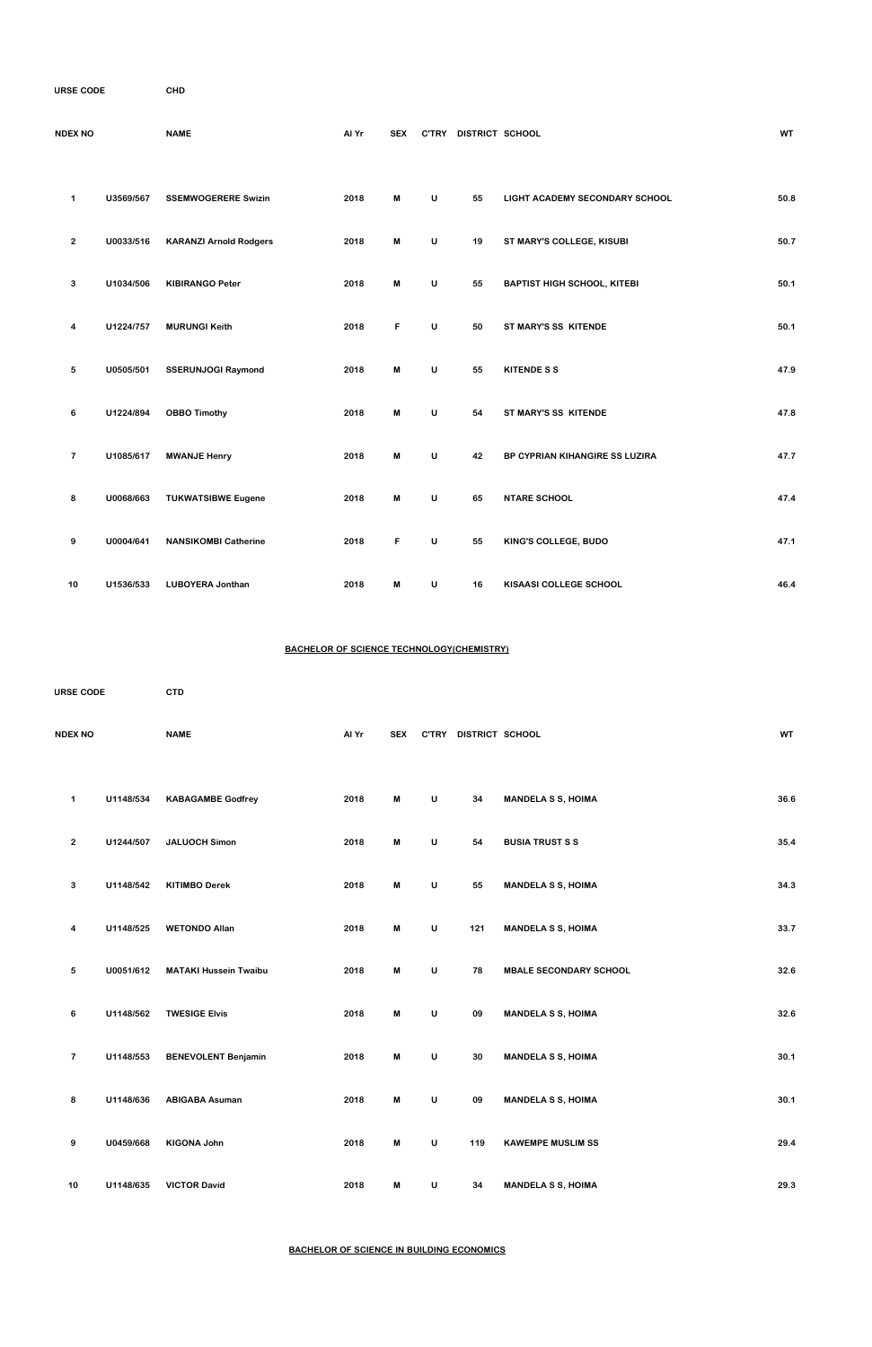| URSE CODE | | CHD | | | | | | |
|---|---|---|---|---|---|---|---|---|
| NDEX NO | | NAME | Al Yr | SEX | C'TRY | DISTRICT | SCHOOL | WT |
| 1 | U3569/567 | SSEMWOGERERE Swizin | 2018 | M | U | 55 | LIGHT ACADEMY SECONDARY SCHOOL | 50.8 |
| 2 | U0033/516 | KARANZI Arnold Rodgers | 2018 | M | U | 19 | ST MARY'S COLLEGE, KISUBI | 50.7 |
| 3 | U1034/506 | KIBIRANGO Peter | 2018 | M | U | 55 | BAPTIST HIGH SCHOOL, KITEBI | 50.1 |
| 4 | U1224/757 | MURUNGI Keith | 2018 | F | U | 50 | ST MARY'S SS KITENDE | 50.1 |
| 5 | U0505/501 | SSERUNJOGI Raymond | 2018 | M | U | 55 | KITENDE S S | 47.9 |
| 6 | U1224/894 | OBBO Timothy | 2018 | M | U | 54 | ST MARY'S SS KITENDE | 47.8 |
| 7 | U1085/617 | MWANJE Henry | 2018 | M | U | 42 | BP CYPRIAN KIHANGIRE SS LUZIRA | 47.7 |
| 8 | U0068/663 | TUKWATSIBWE Eugene | 2018 | M | U | 65 | NTARE SCHOOL | 47.4 |
| 9 | U0004/641 | NANSIKOMBI Catherine | 2018 | F | U | 55 | KING'S COLLEGE, BUDO | 47.1 |
| 10 | U1536/533 | LUBOYERA Jonthan | 2018 | M | U | 16 | KISAASI COLLEGE SCHOOL | 46.4 |

**BACHELOR OF SCIENCE TECHNOLOGY(CHEMISTRY)**

| URSE CODE | | CTD | | | | | | |
|---|---|---|---|---|---|---|---|---|
| NDEX NO | | NAME | Al Yr | SEX | C'TRY | DISTRICT | SCHOOL | WT |
| 1 | U1148/534 | KABAGAMBE Godfrey | 2018 | M | U | 34 | MANDELA S S, HOIMA | 36.6 |
| 2 | U1244/507 | JALUOCH Simon | 2018 | M | U | 54 | BUSIA TRUST S S | 35.4 |
| 3 | U1148/542 | KITIMBO Derek | 2018 | M | U | 55 | MANDELA S S, HOIMA | 34.3 |
| 4 | U1148/525 | WETONDO Allan | 2018 | M | U | 121 | MANDELA S S, HOIMA | 33.7 |
| 5 | U0051/612 | MATAKI Hussein Twaibu | 2018 | M | U | 78 | MBALE SECONDARY SCHOOL | 32.6 |
| 6 | U1148/562 | TWESIGE Elvis | 2018 | M | U | 09 | MANDELA S S, HOIMA | 32.6 |
| 7 | U1148/553 | BENEVOLENT Benjamin | 2018 | M | U | 30 | MANDELA S S, HOIMA | 30.1 |
| 8 | U1148/636 | ABIGABA Asuman | 2018 | M | U | 09 | MANDELA S S, HOIMA | 30.1 |
| 9 | U0459/668 | KIGONA John | 2018 | M | U | 119 | KAWEMPE MUSLIM SS | 29.4 |
| 10 | U1148/635 | VICTOR David | 2018 | M | U | 34 | MANDELA S S, HOIMA | 29.3 |

**BACHELOR OF SCIENCE IN BUILDING ECONOMICS**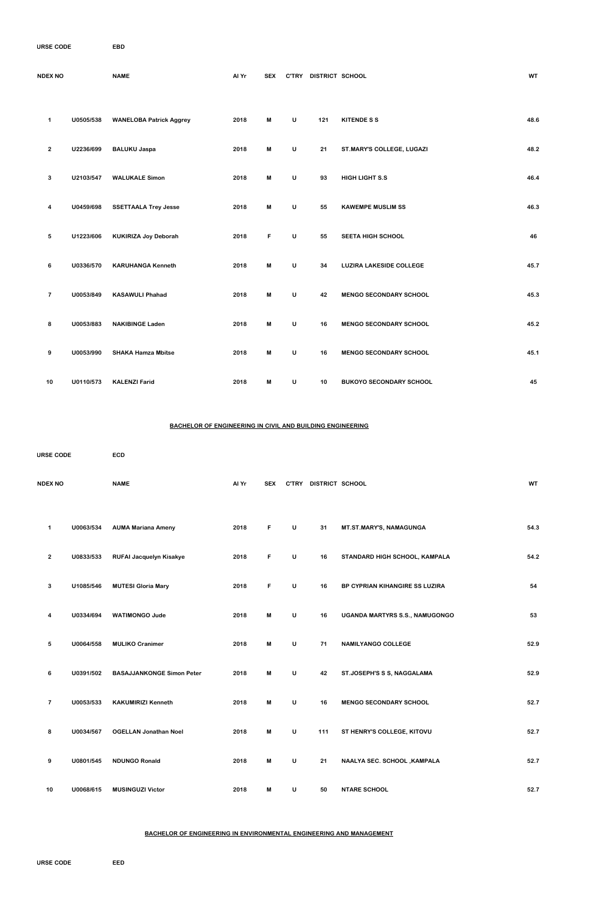URSE CODE EBD

| NDEX NO | | NAME | Al Yr | SEX | C'TRY | DISTRICT | SCHOOL | WT |
|---|---|---|---|---|---|---|---|---|
| 1 | U0505/538 | WANELOBA Patrick Aggrey | 2018 | M | U | 121 | KITENDE S S | 48.6 |
| 2 | U2236/699 | BALUKU Jaspa | 2018 | M | U | 21 | ST.MARY'S COLLEGE, LUGAZI | 48.2 |
| 3 | U2103/547 | WALUKALE Simon | 2018 | M | U | 93 | HIGH LIGHT S.S | 46.4 |
| 4 | U0459/698 | SSETTAALA Trey Jesse | 2018 | M | U | 55 | KAWEMPE MUSLIM SS | 46.3 |
| 5 | U1223/606 | KUKIRIZA Joy Deborah | 2018 | F | U | 55 | SEETA HIGH SCHOOL | 46 |
| 6 | U0336/570 | KARUHANGA Kenneth | 2018 | M | U | 34 | LUZIRA LAKESIDE COLLEGE | 45.7 |
| 7 | U0053/849 | KASAWULI Phahad | 2018 | M | U | 42 | MENGO SECONDARY SCHOOL | 45.3 |
| 8 | U0053/883 | NAKIBINGE Laden | 2018 | M | U | 16 | MENGO SECONDARY SCHOOL | 45.2 |
| 9 | U0053/990 | SHAKA Hamza Mbitse | 2018 | M | U | 16 | MENGO SECONDARY SCHOOL | 45.1 |
| 10 | U0110/573 | KALENZI Farid | 2018 | M | U | 10 | BUKOYO SECONDARY SCHOOL | 45 |

**BACHELOR OF ENGINEERING IN CIVIL AND BUILDING ENGINEERING**

URSE CODE ECD

| NDEX NO | | NAME | Al Yr | SEX | C'TRY | DISTRICT | SCHOOL | WT |
|---|---|---|---|---|---|---|---|---|
| 1 | U0063/534 | AUMA Mariana Ameny | 2018 | F | U | 31 | MT.ST.MARY'S, NAMAGUNGA | 54.3 |
| 2 | U0833/533 | RUFAI Jacquelyn Kisakye | 2018 | F | U | 16 | STANDARD HIGH SCHOOL, KAMPALA | 54.2 |
| 3 | U1085/546 | MUTESI Gloria Mary | 2018 | F | U | 16 | BP CYPRIAN KIHANGIRE SS LUZIRA | 54 |
| 4 | U0334/694 | WATIMONGO Jude | 2018 | M | U | 16 | UGANDA MARTYRS S.S., NAMUGONGO | 53 |
| 5 | U0064/558 | MULIKO Cranimer | 2018 | M | U | 71 | NAMILYANGO COLLEGE | 52.9 |
| 6 | U0391/502 | BASAJJANKONGE Simon Peter | 2018 | M | U | 42 | ST.JOSEPH'S S S, NAGGALAMA | 52.9 |
| 7 | U0053/533 | KAKUMIRIZI Kenneth | 2018 | M | U | 16 | MENGO SECONDARY SCHOOL | 52.7 |
| 8 | U0034/567 | OGELLAN Jonathan Noel | 2018 | M | U | 111 | ST HENRY'S COLLEGE, KITOVU | 52.7 |
| 9 | U0801/545 | NDUNGO Ronald | 2018 | M | U | 21 | NAALYA SEC. SCHOOL ,KAMPALA | 52.7 |
| 10 | U0068/615 | MUSINGUZI Victor | 2018 | M | U | 50 | NTARE SCHOOL | 52.7 |

**BACHELOR OF ENGINEERING IN ENVIRONMENTAL ENGINEERING AND MANAGEMENT**

URSE CODE EED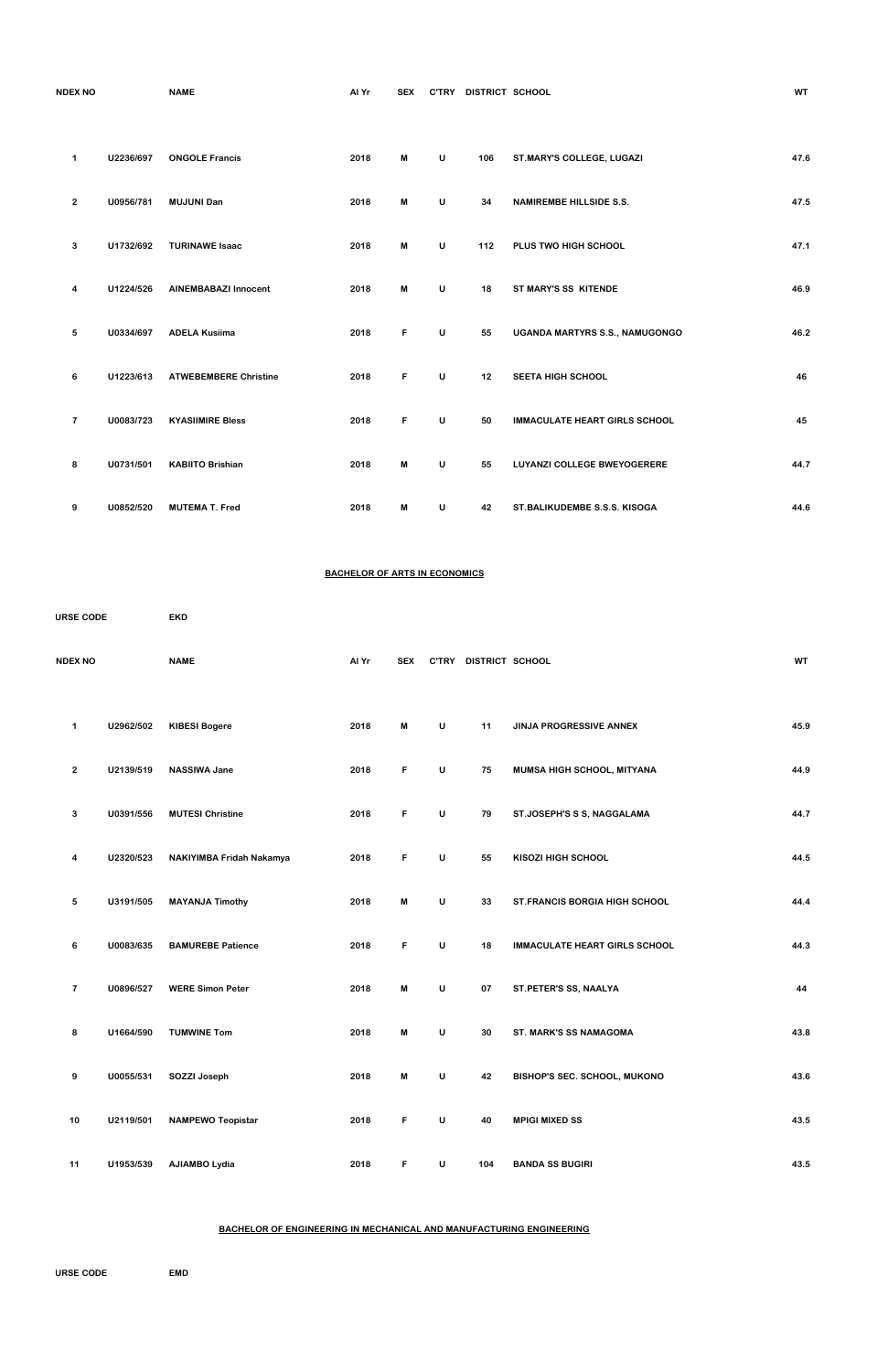| NDEX NO | | NAME | Al Yr | SEX | C'TRY | DISTRICT | SCHOOL | WT |
|---|---|---|---|---|---|---|---|---|
| 1 | U2236/697 | ONGOLE Francis | 2018 | M | U | 106 | ST.MARY'S COLLEGE, LUGAZI | 47.6 |
| 2 | U0956/781 | MUJUNI Dan | 2018 | M | U | 34 | NAMIREMBE HILLSIDE S.S. | 47.5 |
| 3 | U1732/692 | TURINAWE Isaac | 2018 | M | U | 112 | PLUS TWO HIGH SCHOOL | 47.1 |
| 4 | U1224/526 | AINEMBABAZI Innocent | 2018 | M | U | 18 | ST MARY'S SS KITENDE | 46.9 |
| 5 | U0334/697 | ADELA Kusiima | 2018 | F | U | 55 | UGANDA MARTYRS S.S., NAMUGONGO | 46.2 |
| 6 | U1223/613 | ATWEBEMBERE Christine | 2018 | F | U | 12 | SEETA HIGH SCHOOL | 46 |
| 7 | U0083/723 | KYASIIMIRE Bless | 2018 | F | U | 50 | IMMACULATE HEART GIRLS SCHOOL | 45 |
| 8 | U0731/501 | KABIITO Brishian | 2018 | M | U | 55 | LUYANZI COLLEGE BWEYOGERERE | 44.7 |
| 9 | U0852/520 | MUTEMA T. Fred | 2018 | M | U | 42 | ST.BALIKUDEMBE S.S.S. KISOGA | 44.6 |

**BACHELOR OF ARTS IN ECONOMICS**

URSE CODE EKD

| NDEX NO | | NAME | Al Yr | SEX | C'TRY | DISTRICT | SCHOOL | WT |
|---|---|---|---|---|---|---|---|---|
| 1 | U2962/502 | KIBESI Bogere | 2018 | M | U | 11 | JINJA PROGRESSIVE ANNEX | 45.9 |
| 2 | U2139/519 | NASSIWA Jane | 2018 | F | U | 75 | MUMSA HIGH SCHOOL, MITYANA | 44.9 |
| 3 | U0391/556 | MUTESI Christine | 2018 | F | U | 79 | ST.JOSEPH'S S S, NAGGALAMA | 44.7 |
| 4 | U2320/523 | NAKIYIMBA Fridah Nakamya | 2018 | F | U | 55 | KISOZI HIGH SCHOOL | 44.5 |
| 5 | U3191/505 | MAYANJA Timothy | 2018 | M | U | 33 | ST.FRANCIS BORGIA HIGH SCHOOL | 44.4 |
| 6 | U0083/635 | BAMUREBE Patience | 2018 | F | U | 18 | IMMACULATE HEART GIRLS SCHOOL | 44.3 |
| 7 | U0896/527 | WERE Simon Peter | 2018 | M | U | 07 | ST.PETER'S SS, NAALYA | 44 |
| 8 | U1664/590 | TUMWINE Tom | 2018 | M | U | 30 | ST. MARK'S SS NAMAGOMA | 43.8 |
| 9 | U0055/531 | SOZZI Joseph | 2018 | M | U | 42 | BISHOP'S SEC. SCHOOL, MUKONO | 43.6 |
| 10 | U2119/501 | NAMPEWO Teopistar | 2018 | F | U | 40 | MPIGI MIXED SS | 43.5 |
| 11 | U1953/539 | AJIAMBO Lydia | 2018 | F | U | 104 | BANDA SS BUGIRI | 43.5 |

**BACHELOR OF ENGINEERING IN MECHANICAL AND MANUFACTURING ENGINEERING**

URSE CODE EMD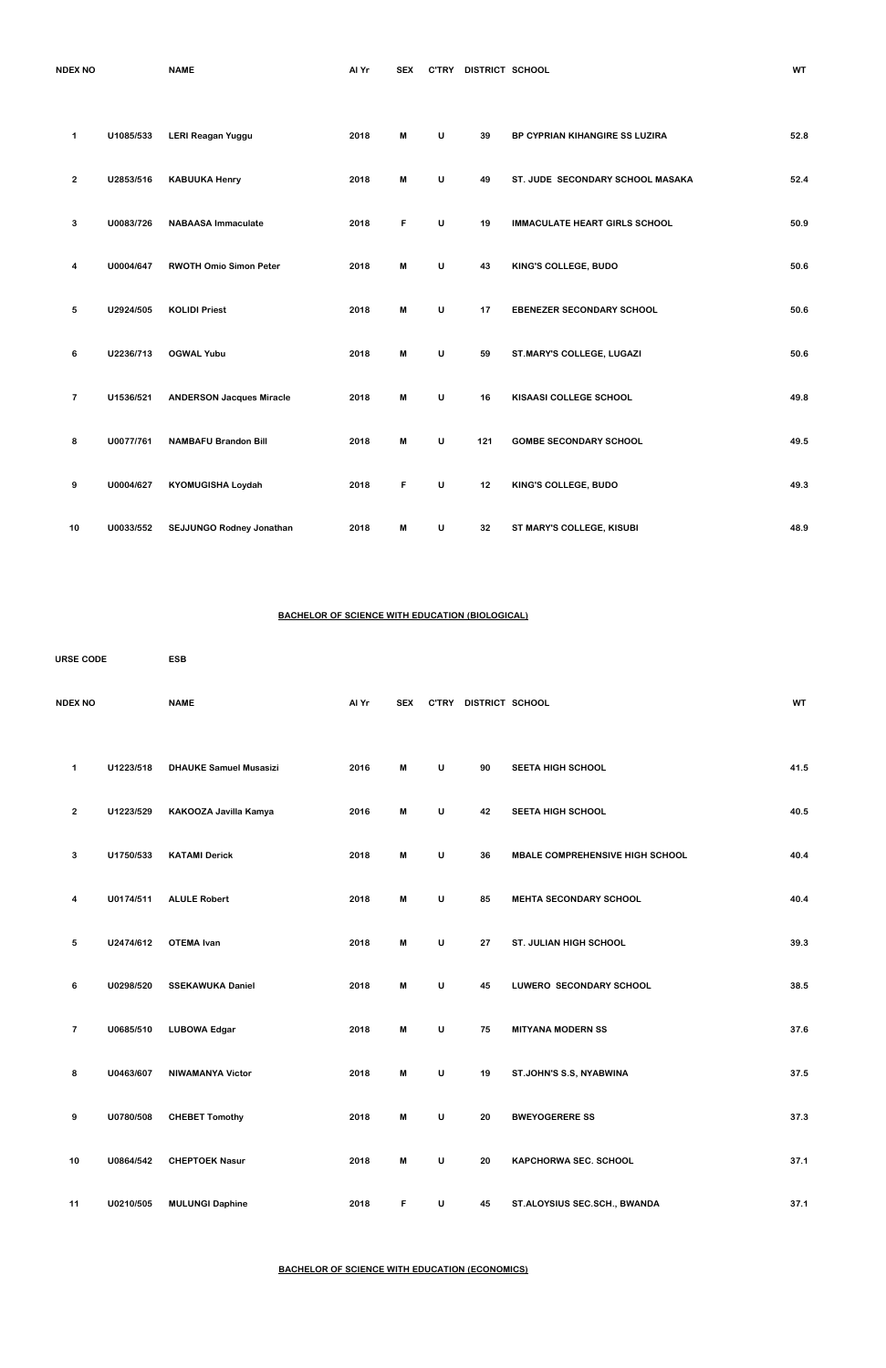| NDEX NO | | NAME | Al Yr | SEX | C'TRY | DISTRICT | SCHOOL | WT |
|---|---|---|---|---|---|---|---|---|
| 1 | U1085/533 | LERI Reagan Yuggu | 2018 | M | U | 39 | BP CYPRIAN KIHANGIRE SS LUZIRA | 52.8 |
| 2 | U2853/516 | KABUUKA Henry | 2018 | M | U | 49 | ST. JUDE SECONDARY SCHOOL MASAKA | 52.4 |
| 3 | U0083/726 | NABAASA Immaculate | 2018 | F | U | 19 | IMMACULATE HEART GIRLS SCHOOL | 50.9 |
| 4 | U0004/647 | RWOTH Omio Simon Peter | 2018 | M | U | 43 | KING'S COLLEGE, BUDO | 50.6 |
| 5 | U2924/505 | KOLIDI Priest | 2018 | M | U | 17 | EBENEZER SECONDARY SCHOOL | 50.6 |
| 6 | U2236/713 | OGWAL Yubu | 2018 | M | U | 59 | ST.MARY'S COLLEGE, LUGAZI | 50.6 |
| 7 | U1536/521 | ANDERSON Jacques Miracle | 2018 | M | U | 16 | KISAASI COLLEGE SCHOOL | 49.8 |
| 8 | U0077/761 | NAMBAFU Brandon Bill | 2018 | M | U | 121 | GOMBE SECONDARY SCHOOL | 49.5 |
| 9 | U0004/627 | KYOMUGISHA Loydah | 2018 | F | U | 12 | KING'S COLLEGE, BUDO | 49.3 |
| 10 | U0033/552 | SEJJUNGO Rodney Jonathan | 2018 | M | U | 32 | ST MARY'S COLLEGE, KISUBI | 48.9 |

**BACHELOR OF SCIENCE WITH EDUCATION (BIOLOGICAL)**

URSE CODE ESB

| NDEX NO | | NAME | Al Yr | SEX | C'TRY | DISTRICT | SCHOOL | WT |
|---|---|---|---|---|---|---|---|---|
| 1 | U1223/518 | DHAUKE Samuel Musasizi | 2016 | M | U | 90 | SEETA HIGH SCHOOL | 41.5 |
| 2 | U1223/529 | KAKOOZA Javilla Kamya | 2016 | M | U | 42 | SEETA HIGH SCHOOL | 40.5 |
| 3 | U1750/533 | KATAMI Derick | 2018 | M | U | 36 | MBALE COMPREHENSIVE HIGH SCHOOL | 40.4 |
| 4 | U0174/511 | ALULE Robert | 2018 | M | U | 85 | MEHTA SECONDARY SCHOOL | 40.4 |
| 5 | U2474/612 | OTEMA Ivan | 2018 | M | U | 27 | ST. JULIAN HIGH SCHOOL | 39.3 |
| 6 | U0298/520 | SSEKAWUKA Daniel | 2018 | M | U | 45 | LUWERO SECONDARY SCHOOL | 38.5 |
| 7 | U0685/510 | LUBOWA Edgar | 2018 | M | U | 75 | MITYANA MODERN SS | 37.6 |
| 8 | U0463/607 | NIWAMANYA Victor | 2018 | M | U | 19 | ST.JOHN'S S.S, NYABWINA | 37.5 |
| 9 | U0780/508 | CHEBET Tomothy | 2018 | M | U | 20 | BWEYOGERERE SS | 37.3 |
| 10 | U0864/542 | CHEPTOEK Nasur | 2018 | M | U | 20 | KAPCHORWA SEC. SCHOOL | 37.1 |
| 11 | U0210/505 | MULUNGI Daphine | 2018 | F | U | 45 | ST.ALOYSIUS SEC.SCH., BWANDA | 37.1 |

**BACHELOR OF SCIENCE WITH EDUCATION (ECONOMICS)**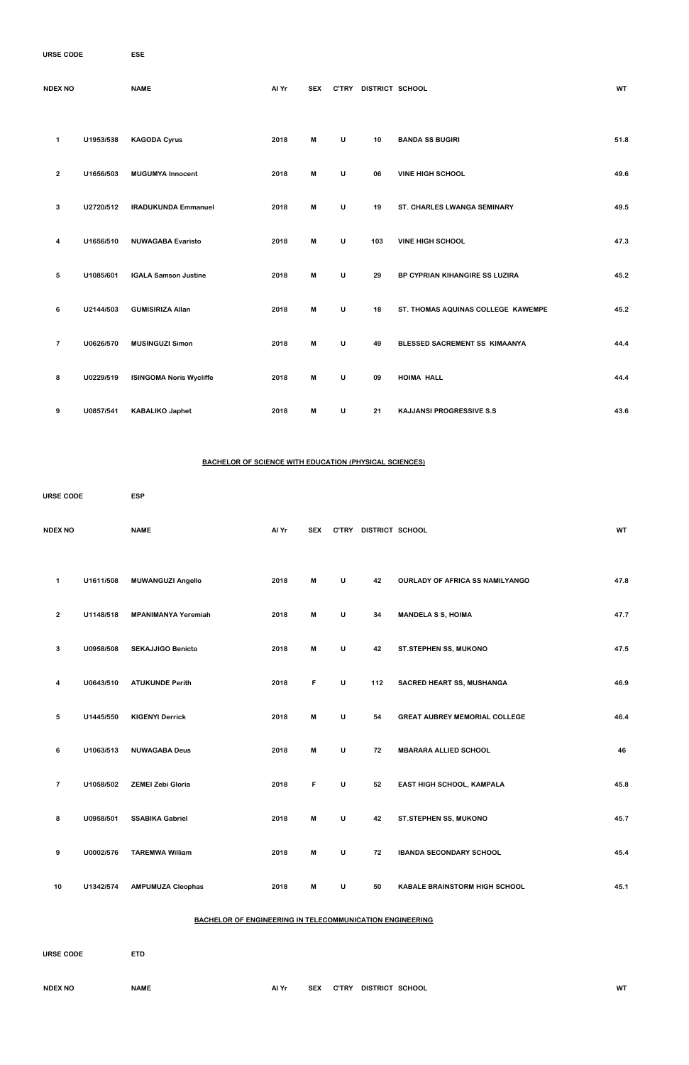URSE CODE ESE

| NDEX NO | | NAME | Al Yr | SEX | C'TRY | DISTRICT | SCHOOL | WT |
|---|---|---|---|---|---|---|---|---|
| 1 | U1953/538 | KAGODA Cyrus | 2018 | M | U | 10 | BANDA SS BUGIRI | 51.8 |
| 2 | U1656/503 | MUGUMYA Innocent | 2018 | M | U | 06 | VINE HIGH SCHOOL | 49.6 |
| 3 | U2720/512 | IRADUKUNDA Emmanuel | 2018 | M | U | 19 | ST. CHARLES LWANGA SEMINARY | 49.5 |
| 4 | U1656/510 | NUWAGABA Evaristo | 2018 | M | U | 103 | VINE HIGH SCHOOL | 47.3 |
| 5 | U1085/601 | IGALA Samson Justine | 2018 | M | U | 29 | BP CYPRIAN KIHANGIRE SS LUZIRA | 45.2 |
| 6 | U2144/503 | GUMISIRIZA Allan | 2018 | M | U | 18 | ST. THOMAS AQUINAS COLLEGE KAWEMPE | 45.2 |
| 7 | U0626/570 | MUSINGUZI Simon | 2018 | M | U | 49 | BLESSED SACREMENT SS KIMAANYA | 44.4 |
| 8 | U0229/519 | ISINGOMA Noris Wycliffe | 2018 | M | U | 09 | HOIMA HALL | 44.4 |
| 9 | U0857/541 | KABALIKO Japhet | 2018 | M | U | 21 | KAJJANSI PROGRESSIVE S.S | 43.6 |

**BACHELOR OF SCIENCE WITH EDUCATION (PHYSICAL SCIENCES)**

URSE CODE ESP

| NDEX NO | | NAME | Al Yr | SEX | C'TRY | DISTRICT | SCHOOL | WT |
|---|---|---|---|---|---|---|---|---|
| 1 | U1611/508 | MUWANGUZI Angello | 2018 | M | U | 42 | OURLADY OF AFRICA SS NAMILYANGO | 47.8 |
| 2 | U1148/518 | MPANIMANYA Yeremiah | 2018 | M | U | 34 | MANDELA S S, HOIMA | 47.7 |
| 3 | U0958/508 | SEKAJJIGO Benicto | 2018 | M | U | 42 | ST.STEPHEN SS, MUKONO | 47.5 |
| 4 | U0643/510 | ATUKUNDE Perith | 2018 | F | U | 112 | SACRED HEART SS, MUSHANGA | 46.9 |
| 5 | U1445/550 | KIGENYI Derrick | 2018 | M | U | 54 | GREAT AUBREY MEMORIAL COLLEGE | 46.4 |
| 6 | U1063/513 | NUWAGABA Deus | 2018 | M | U | 72 | MBARARA ALLIED SCHOOL | 46 |
| 7 | U1058/502 | ZEMEI Zebi Gloria | 2018 | F | U | 52 | EAST HIGH SCHOOL, KAMPALA | 45.8 |
| 8 | U0958/501 | SSABIKA Gabriel | 2018 | M | U | 42 | ST.STEPHEN SS, MUKONO | 45.7 |
| 9 | U0002/576 | TAREMWA William | 2018 | M | U | 72 | IBANDA SECONDARY SCHOOL | 45.4 |
| 10 | U1342/574 | AMPUMUZA Cleophas | 2018 | M | U | 50 | KABALE BRAINSTORM HIGH SCHOOL | 45.1 |

**BACHELOR OF ENGINEERING IN TELECOMMUNICATION ENGINEERING**

URSE CODE ETD

| NDEX NO | | NAME | Al Yr | SEX | C'TRY | DISTRICT | SCHOOL | WT |
|---|---|---|---|---|---|---|---|---|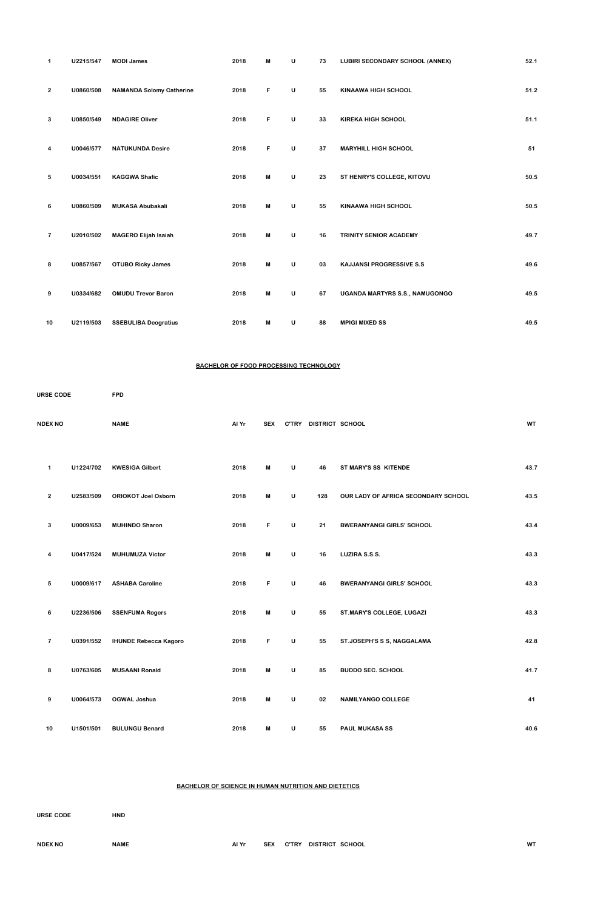| | | | | | | | | |
|---|---|---|---|---|---|---|---|---|
| 1 | U2215/547 | MODI James | 2018 | M | U | 73 | LUBIRI SECONDARY SCHOOL (ANNEX) | 52.1 |
| 2 | U0860/508 | NAMANDA Solomy Catherine | 2018 | F | U | 55 | KINAAWA HIGH SCHOOL | 51.2 |
| 3 | U0850/549 | NDAGIRE Oliver | 2018 | F | U | 33 | KIREKA HIGH SCHOOL | 51.1 |
| 4 | U0046/577 | NATUKUNDA Desire | 2018 | F | U | 37 | MARYHILL HIGH SCHOOL | 51 |
| 5 | U0034/551 | KAGGWA Shafic | 2018 | M | U | 23 | ST HENRY'S COLLEGE, KITOVU | 50.5 |
| 6 | U0860/509 | MUKASA Abubakali | 2018 | M | U | 55 | KINAAWA HIGH SCHOOL | 50.5 |
| 7 | U2010/502 | MAGERO Elijah Isaiah | 2018 | M | U | 16 | TRINITY SENIOR ACADEMY | 49.7 |
| 8 | U0857/567 | OTUBO Ricky James | 2018 | M | U | 03 | KAJJANSI PROGRESSIVE S.S | 49.6 |
| 9 | U0334/682 | OMUDU Trevor Baron | 2018 | M | U | 67 | UGANDA MARTYRS S.S., NAMUGONGO | 49.5 |
| 10 | U2119/503 | SSEBULIBA Deogratius | 2018 | M | U | 88 | MPIGI MIXED SS | 49.5 |

**BACHELOR OF FOOD PROCESSING TECHNOLOGY**

URSE CODE FPD

| NDEX NO | | NAME | Al Yr | SEX | C'TRY | DISTRICT | SCHOOL | WT |
|---|---|---|---|---|---|---|---|---|
| 1 | U1224/702 | KWESIGA Gilbert | 2018 | M | U | 46 | ST MARY'S SS KITENDE | 43.7 |
| 2 | U2583/509 | ORIOKOT Joel Osborn | 2018 | M | U | 128 | OUR LADY OF AFRICA SECONDARY SCHOOL | 43.5 |
| 3 | U0009/653 | MUHINDO Sharon | 2018 | F | U | 21 | BWERANYANGI GIRLS' SCHOOL | 43.4 |
| 4 | U0417/524 | MUHUMUZA Victor | 2018 | M | U | 16 | LUZIRA S.S.S. | 43.3 |
| 5 | U0009/617 | ASHABA Caroline | 2018 | F | U | 46 | BWERANYANGI GIRLS' SCHOOL | 43.3 |
| 6 | U2236/506 | SSENFUMA Rogers | 2018 | M | U | 55 | ST.MARY'S COLLEGE, LUGAZI | 43.3 |
| 7 | U0391/552 | IHUNDE Rebecca Kagoro | 2018 | F | U | 55 | ST.JOSEPH'S S S, NAGGALAMA | 42.8 |
| 8 | U0763/605 | MUSAANI Ronald | 2018 | M | U | 85 | BUDDO SEC. SCHOOL | 41.7 |
| 9 | U0064/573 | OGWAL Joshua | 2018 | M | U | 02 | NAMILYANGO COLLEGE | 41 |
| 10 | U1501/501 | BULUNGU Benard | 2018 | M | U | 55 | PAUL MUKASA SS | 40.6 |

**BACHELOR OF SCIENCE IN HUMAN NUTRITION AND DIETETICS**

URSE CODE HND

| NDEX NO | NAME | Al Yr | SEX | C'TRY | DISTRICT | SCHOOL | WT |
|---|---|---|---|---|---|---|---|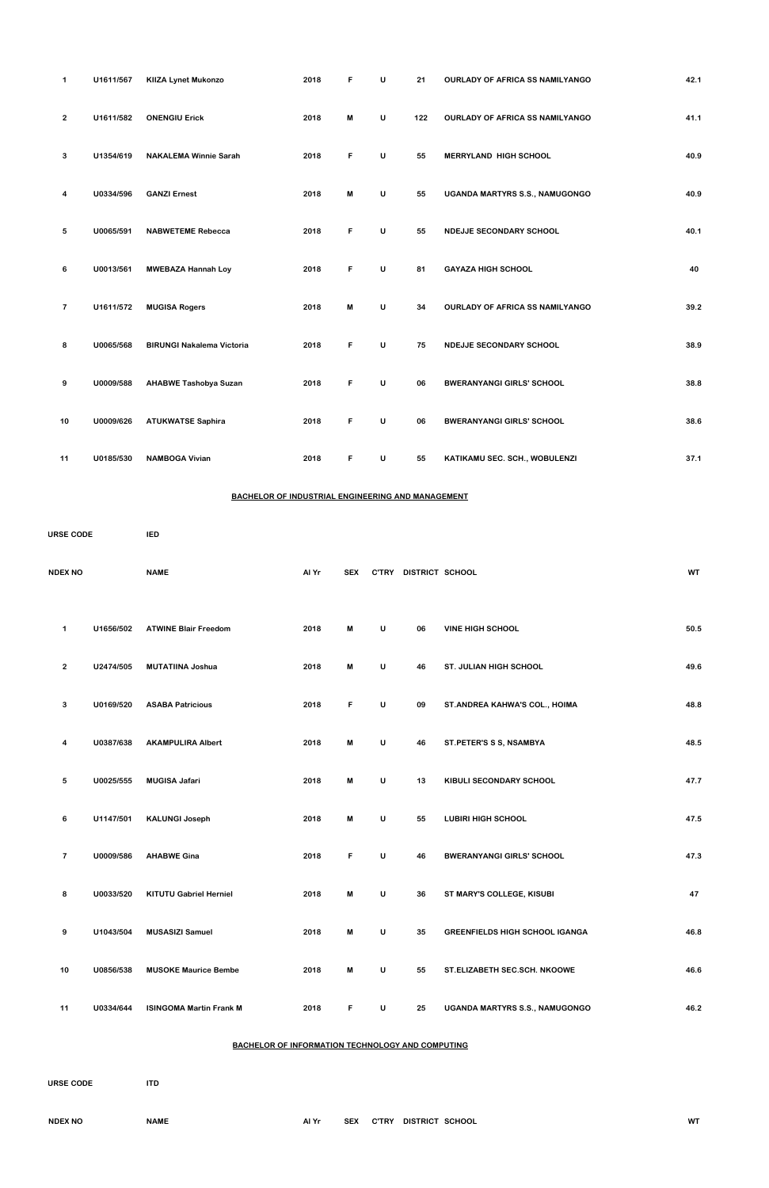| | | | | | | | | |
|---|---|---|---|---|---|---|---|---|
| 1 | U1611/567 | KIIZA Lynet Mukonzo | 2018 | F | U | 21 | OURLADY OF AFRICA SS NAMILYANGO | 42.1 |
| 2 | U1611/582 | ONENGIU Erick | 2018 | M | U | 122 | OURLADY OF AFRICA SS NAMILYANGO | 41.1 |
| 3 | U1354/619 | NAKALEMA Winnie Sarah | 2018 | F | U | 55 | MERRYLAND HIGH SCHOOL | 40.9 |
| 4 | U0334/596 | GANZI Ernest | 2018 | M | U | 55 | UGANDA MARTYRS S.S., NAMUGONGO | 40.9 |
| 5 | U0065/591 | NABWETEME Rebecca | 2018 | F | U | 55 | NDEJJE SECONDARY SCHOOL | 40.1 |
| 6 | U0013/561 | MWEBAZA Hannah Loy | 2018 | F | U | 81 | GAYAZA HIGH SCHOOL | 40 |
| 7 | U1611/572 | MUGISA Rogers | 2018 | M | U | 34 | OURLADY OF AFRICA SS NAMILYANGO | 39.2 |
| 8 | U0065/568 | BIRUNGI Nakalema Victoria | 2018 | F | U | 75 | NDEJJE SECONDARY SCHOOL | 38.9 |
| 9 | U0009/588 | AHABWE Tashobya Suzan | 2018 | F | U | 06 | BWERANYANGI GIRLS' SCHOOL | 38.8 |
| 10 | U0009/626 | ATUKWATSE Saphira | 2018 | F | U | 06 | BWERANYANGI GIRLS' SCHOOL | 38.6 |
| 11 | U0185/530 | NAMBOGA Vivian | 2018 | F | U | 55 | KATIKAMU SEC. SCH., WOBULENZI | 37.1 |

**BACHELOR OF INDUSTRIAL ENGINEERING AND MANAGEMENT**

URSE CODE IED

| NDEX NO | | NAME | Al Yr | SEX | C'TRY | DISTRICT | SCHOOL | WT |
|---|---|---|---|---|---|---|---|---|
| 1 | U1656/502 | ATWINE Blair Freedom | 2018 | M | U | 06 | VINE HIGH SCHOOL | 50.5 |
| 2 | U2474/505 | MUTATIINA Joshua | 2018 | M | U | 46 | ST. JULIAN HIGH SCHOOL | 49.6 |
| 3 | U0169/520 | ASABA Patricious | 2018 | F | U | 09 | ST.ANDREA KAHWA'S COL., HOIMA | 48.8 |
| 4 | U0387/638 | AKAMPULIRA Albert | 2018 | M | U | 46 | ST.PETER'S S S, NSAMBYA | 48.5 |
| 5 | U0025/555 | MUGISA Jafari | 2018 | M | U | 13 | KIBULI SECONDARY SCHOOL | 47.7 |
| 6 | U1147/501 | KALUNGI Joseph | 2018 | M | U | 55 | LUBIRI HIGH SCHOOL | 47.5 |
| 7 | U0009/586 | AHABWE Gina | 2018 | F | U | 46 | BWERANYANGI GIRLS' SCHOOL | 47.3 |
| 8 | U0033/520 | KITUTU Gabriel Herniel | 2018 | M | U | 36 | ST MARY'S COLLEGE, KISUBI | 47 |
| 9 | U1043/504 | MUSASIZI Samuel | 2018 | M | U | 35 | GREENFIELDS HIGH SCHOOL IGANGA | 46.8 |
| 10 | U0856/538 | MUSOKE Maurice Bembe | 2018 | M | U | 55 | ST.ELIZABETH SEC.SCH. NKOOWE | 46.6 |
| 11 | U0334/644 | ISINGOMA Martin Frank M | 2018 | F | U | 25 | UGANDA MARTYRS S.S., NAMUGONGO | 46.2 |

**BACHELOR OF INFORMATION TECHNOLOGY AND COMPUTING**

URSE CODE ITD

| NDEX NO | NAME | Al Yr | SEX | C'TRY | DISTRICT | SCHOOL | WT |
|---|---|---|---|---|---|---|---|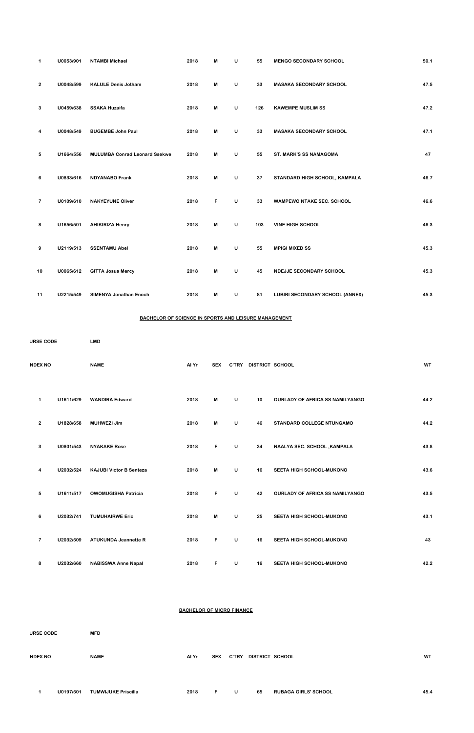| | | | | | | | | |
|---|---|---|---|---|---|---|---|---|
| 1 | U0053/901 | NTAMBI Michael | 2018 | M | U | 55 | MENGO SECONDARY SCHOOL | 50.1 |
| 2 | U0048/599 | KALULE Denis Jotham | 2018 | M | U | 33 | MASAKA SECONDARY SCHOOL | 47.5 |
| 3 | U0459/638 | SSAKA Huzaifa | 2018 | M | U | 126 | KAWEMPE MUSLIM SS | 47.2 |
| 4 | U0048/549 | BUGEMBE John Paul | 2018 | M | U | 33 | MASAKA SECONDARY SCHOOL | 47.1 |
| 5 | U1664/556 | MULUMBA Conrad Leonard Ssekwe | 2018 | M | U | 55 | ST. MARK'S SS NAMAGOMA | 47 |
| 6 | U0833/616 | NDYANABO Frank | 2018 | M | U | 37 | STANDARD HIGH SCHOOL, KAMPALA | 46.7 |
| 7 | U0109/610 | NAKYEYUNE Oliver | 2018 | F | U | 33 | WAMPEWO NTAKE SEC. SCHOOL | 46.6 |
| 8 | U1656/501 | AHIKIRIZA Henry | 2018 | M | U | 103 | VINE HIGH SCHOOL | 46.3 |
| 9 | U2119/513 | SSENTAMU Abel | 2018 | M | U | 55 | MPIGI MIXED SS | 45.3 |
| 10 | U0065/612 | GITTA Josua Mercy | 2018 | M | U | 45 | NDEJJE SECONDARY SCHOOL | 45.3 |
| 11 | U2215/549 | SIMENYA Jonathan Enoch | 2018 | M | U | 81 | LUBIRI SECONDARY SCHOOL (ANNEX) | 45.3 |

**BACHELOR OF SCIENCE IN SPORTS AND LEISURE MANAGEMENT**

URSE CODE LMD

| NDEX NO | | NAME | AI Yr | SEX | C'TRY | DISTRICT | SCHOOL | WT |
|---|---|---|---|---|---|---|---|---|
| 1 | U1611/629 | WANDIRA Edward | 2018 | M | U | 10 | OURLADY OF AFRICA SS NAMILYANGO | 44.2 |
| 2 | U1828/658 | MUHWEZI Jim | 2018 | M | U | 46 | STANDARD COLLEGE NTUNGAMO | 44.2 |
| 3 | U0801/543 | NYAKAKE Rose | 2018 | F | U | 34 | NAALYA SEC. SCHOOL ,KAMPALA | 43.8 |
| 4 | U2032/524 | KAJUBI Victor B Senteza | 2018 | M | U | 16 | SEETA HIGH SCHOOL-MUKONO | 43.6 |
| 5 | U1611/517 | OWOMUGISHA Patricia | 2018 | F | U | 42 | OURLADY OF AFRICA SS NAMILYANGO | 43.5 |
| 6 | U2032/741 | TUMUHAIRWE Eric | 2018 | M | U | 25 | SEETA HIGH SCHOOL-MUKONO | 43.1 |
| 7 | U2032/509 | ATUKUNDA Jeannette R | 2018 | F | U | 16 | SEETA HIGH SCHOOL-MUKONO | 43 |
| 8 | U2032/660 | NABISSWA Anne Napal | 2018 | F | U | 16 | SEETA HIGH SCHOOL-MUKONO | 42.2 |

**BACHELOR OF MICRO FINANCE**

URSE CODE MFD

| NDEX NO | | NAME | AI Yr | SEX | C'TRY | DISTRICT | SCHOOL | WT |
|---|---|---|---|---|---|---|---|---|
| 1 | U0197/501 | TUMWIJUKE Priscilla | 2018 | F | U | 65 | RUBAGA GIRLS' SCHOOL | 45.4 |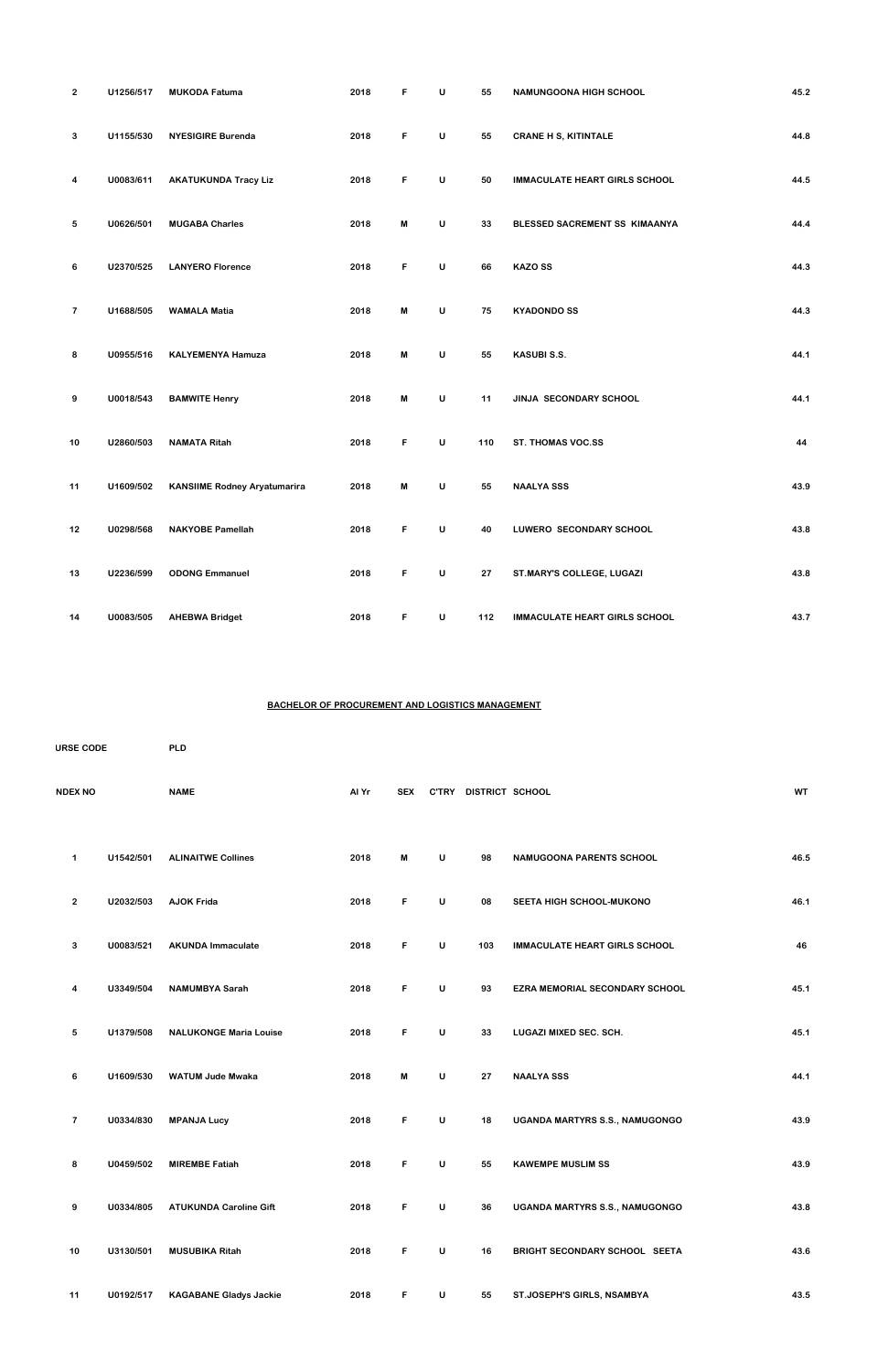| 2 | U1256/517 | MUKODA Fatuma | 2018 | F | U | 55 | NAMUNGOONA HIGH SCHOOL | 45.2 |
|---|---|---|---|---|---|---|---|---|
| 3 | U1155/530 | NYESIGIRE Burenda | 2018 | F | U | 55 | CRANE H S, KITINTALE | 44.8 |
| 4 | U0083/611 | AKATUKUNDA Tracy Liz | 2018 | F | U | 50 | IMMACULATE HEART GIRLS SCHOOL | 44.5 |
| 5 | U0626/501 | MUGABA Charles | 2018 | M | U | 33 | BLESSED SACREMENT SS KIMAANYA | 44.4 |
| 6 | U2370/525 | LANYERO Florence | 2018 | F | U | 66 | KAZO SS | 44.3 |
| 7 | U1688/505 | WAMALA Matia | 2018 | M | U | 75 | KYADONDO SS | 44.3 |
| 8 | U0955/516 | KALYEMENYA Hamuza | 2018 | M | U | 55 | KASUBI S.S. | 44.1 |
| 9 | U0018/543 | BAMWITE Henry | 2018 | M | U | 11 | JINJA SECONDARY SCHOOL | 44.1 |
| 10 | U2860/503 | NAMATA Ritah | 2018 | F | U | 110 | ST. THOMAS VOC.SS | 44 |
| 11 | U1609/502 | KANSIIME Rodney Aryatumarira | 2018 | M | U | 55 | NAALYA SSS | 43.9 |
| 12 | U0298/568 | NAKYOBE Pamellah | 2018 | F | U | 40 | LUWERO SECONDARY SCHOOL | 43.8 |
| 13 | U2236/599 | ODONG Emmanuel | 2018 | F | U | 27 | ST.MARY'S COLLEGE, LUGAZI | 43.8 |
| 14 | U0083/505 | AHEBWA Bridget | 2018 | F | U | 112 | IMMACULATE HEART GIRLS SCHOOL | 43.7 |

**BACHELOR OF PROCUREMENT AND LOGISTICS MANAGEMENT**

URSE CODE PLD

| NDEX NO | | NAME | Al Yr | SEX | C'TRY | DISTRICT | SCHOOL | WT |
|---|---|---|---|---|---|---|---|---|
| 1 | U1542/501 | ALINAITWE Collines | 2018 | M | U | 98 | NAMUGOONA PARENTS SCHOOL | 46.5 |
| 2 | U2032/503 | AJOK Frida | 2018 | F | U | 08 | SEETA HIGH SCHOOL-MUKONO | 46.1 |
| 3 | U0083/521 | AKUNDA Immaculate | 2018 | F | U | 103 | IMMACULATE HEART GIRLS SCHOOL | 46 |
| 4 | U3349/504 | NAMUMBYA Sarah | 2018 | F | U | 93 | EZRA MEMORIAL SECONDARY SCHOOL | 45.1 |
| 5 | U1379/508 | NALUKONGE Maria Louise | 2018 | F | U | 33 | LUGAZI MIXED SEC. SCH. | 45.1 |
| 6 | U1609/530 | WATUM Jude Mwaka | 2018 | M | U | 27 | NAALYA SSS | 44.1 |
| 7 | U0334/830 | MPANJA Lucy | 2018 | F | U | 18 | UGANDA MARTYRS S.S., NAMUGONGO | 43.9 |
| 8 | U0459/502 | MIREMBE Fatiah | 2018 | F | U | 55 | KAWEMPE MUSLIM SS | 43.9 |
| 9 | U0334/805 | ATUKUNDA Caroline Gift | 2018 | F | U | 36 | UGANDA MARTYRS S.S., NAMUGONGO | 43.8 |
| 10 | U3130/501 | MUSUBIKA Ritah | 2018 | F | U | 16 | BRIGHT SECONDARY SCHOOL SEETA | 43.6 |
| 11 | U0192/517 | KAGABANE Gladys Jackie | 2018 | F | U | 55 | ST.JOSEPH'S GIRLS, NSAMBYA | 43.5 |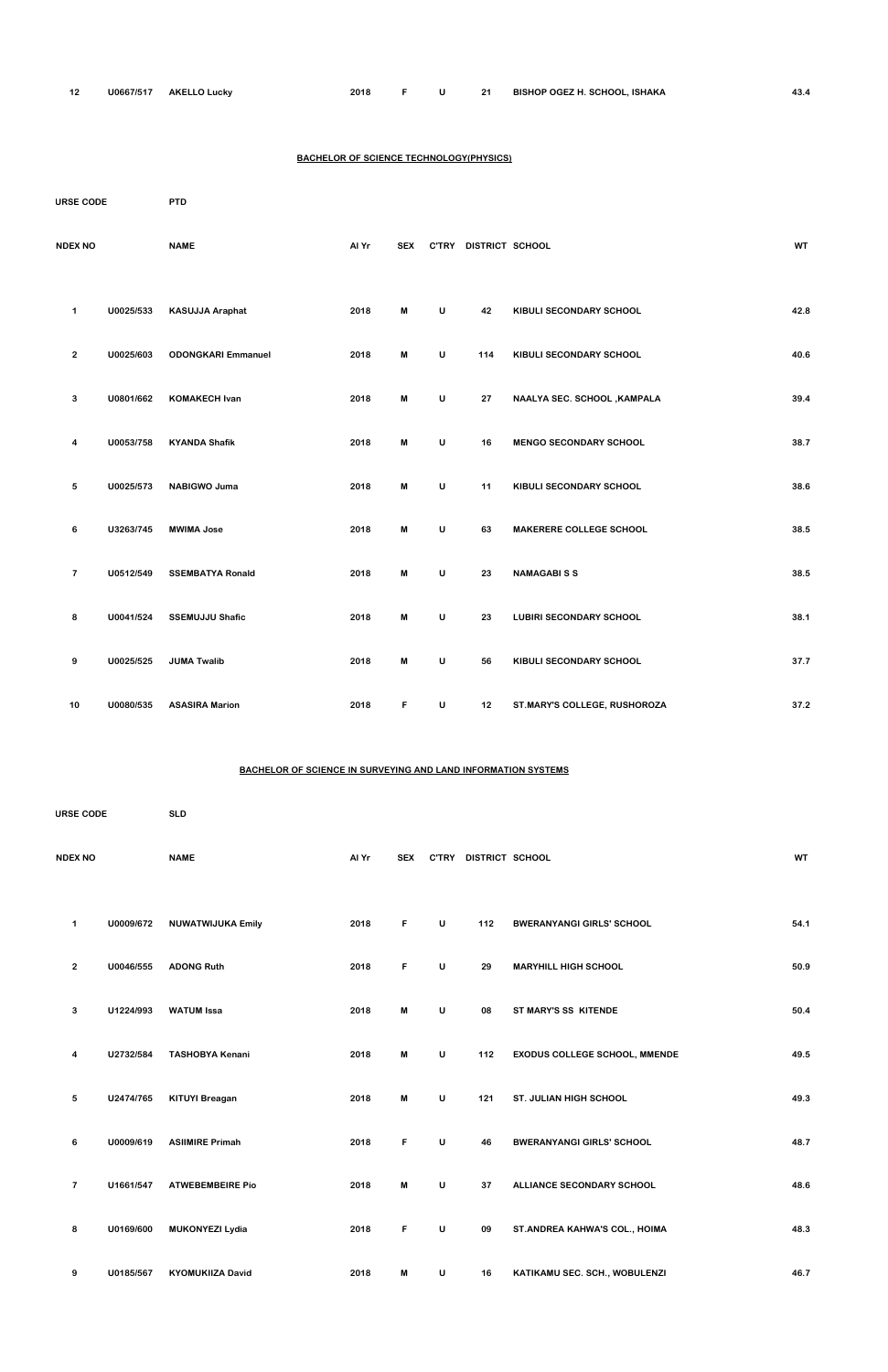| 12 | U0667/517 | AKELLO Lucky | 2018 | F | U | 21 | BISHOP OGEZ H. SCHOOL, ISHAKA | 43.4 |
|---|---|---|---|---|---|---|---|---|

## BACHELOR OF SCIENCE TECHNOLOGY(PHYSICS)

URSE CODE PTD

| NDEX NO | | NAME | Al Yr | SEX | C'TRY | DISTRICT | SCHOOL | WT |
|---|---|---|---|---|---|---|---|---|
| 1 | U0025/533 | KASUJJA Araphat | 2018 | M | U | 42 | KIBULI SECONDARY SCHOOL | 42.8 |
| 2 | U0025/603 | ODONGKARI Emmanuel | 2018 | M | U | 114 | KIBULI SECONDARY SCHOOL | 40.6 |
| 3 | U0801/662 | KOMAKECH Ivan | 2018 | M | U | 27 | NAALYA SEC. SCHOOL ,KAMPALA | 39.4 |
| 4 | U0053/758 | KYANDA Shafik | 2018 | M | U | 16 | MENGO SECONDARY SCHOOL | 38.7 |
| 5 | U0025/573 | NABIGWO Juma | 2018 | M | U | 11 | KIBULI SECONDARY SCHOOL | 38.6 |
| 6 | U3263/745 | MWIMA Jose | 2018 | M | U | 63 | MAKERERE COLLEGE SCHOOL | 38.5 |
| 7 | U0512/549 | SSEMBATYA Ronald | 2018 | M | U | 23 | NAMAGABI S S | 38.5 |
| 8 | U0041/524 | SSEMUJJU Shafic | 2018 | M | U | 23 | LUBIRI SECONDARY SCHOOL | 38.1 |
| 9 | U0025/525 | JUMA Twalib | 2018 | M | U | 56 | KIBULI SECONDARY SCHOOL | 37.7 |
| 10 | U0080/535 | ASASIRA Marion | 2018 | F | U | 12 | ST.MARY'S COLLEGE, RUSHOROZA | 37.2 |

## BACHELOR OF SCIENCE IN SURVEYING AND LAND INFORMATION SYSTEMS

URSE CODE SLD

| NDEX NO | | NAME | Al Yr | SEX | C'TRY | DISTRICT | SCHOOL | WT |
|---|---|---|---|---|---|---|---|---|
| 1 | U0009/672 | NUWATWIJUKA Emily | 2018 | F | U | 112 | BWERANYANGI GIRLS' SCHOOL | 54.1 |
| 2 | U0046/555 | ADONG Ruth | 2018 | F | U | 29 | MARYHILL HIGH SCHOOL | 50.9 |
| 3 | U1224/993 | WATUM Issa | 2018 | M | U | 08 | ST MARY'S SS KITENDE | 50.4 |
| 4 | U2732/584 | TASHOBYA Kenani | 2018 | M | U | 112 | EXODUS COLLEGE SCHOOL, MMENDE | 49.5 |
| 5 | U2474/765 | KITUYI Breagan | 2018 | M | U | 121 | ST. JULIAN HIGH SCHOOL | 49.3 |
| 6 | U0009/619 | ASIIMIRE Primah | 2018 | F | U | 46 | BWERANYANGI GIRLS' SCHOOL | 48.7 |
| 7 | U1661/547 | ATWEBEMBEIRE Pio | 2018 | M | U | 37 | ALLIANCE SECONDARY SCHOOL | 48.6 |
| 8 | U0169/600 | MUKONYEZI Lydia | 2018 | F | U | 09 | ST.ANDREA KAHWA'S COL., HOIMA | 48.3 |
| 9 | U0185/567 | KYOMUKIIZA David | 2018 | M | U | 16 | KATIKAMU SEC. SCH., WOBULENZI | 46.7 |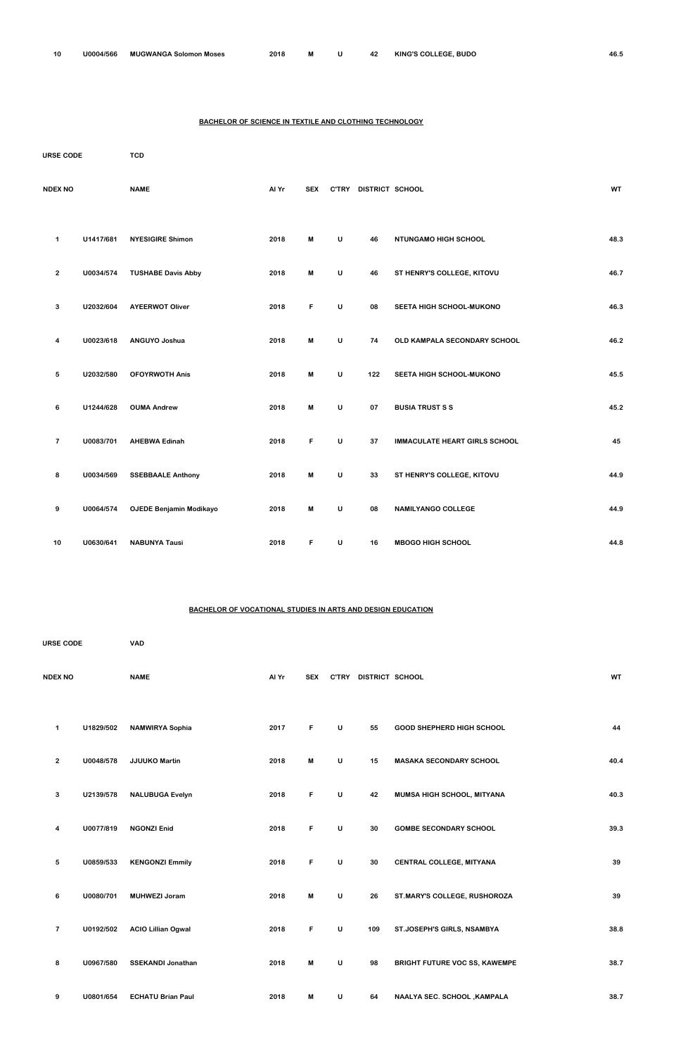| 10 | U0004/566 | MUGWANGA Solomon Moses | 2018 | M | U | 42 | KING'S COLLEGE, BUDO | 46.5 |
|---|---|---|---|---|---|---|---|---|

## BACHELOR OF SCIENCE IN TEXTILE AND CLOTHING TECHNOLOGY

URSE CODE TCD

| NDEX NO | | NAME | Al Yr | SEX | C'TRY | DISTRICT | SCHOOL | WT |
|---|---|---|---|---|---|---|---|---|
| 1 | U1417/681 | NYESIGIRE Shimon | 2018 | M | U | 46 | NTUNGAMO HIGH SCHOOL | 48.3 |
| 2 | U0034/574 | TUSHABE Davis Abby | 2018 | M | U | 46 | ST HENRY'S COLLEGE, KITOVU | 46.7 |
| 3 | U2032/604 | AYEERWOT Oliver | 2018 | F | U | 08 | SEETA HIGH SCHOOL-MUKONO | 46.3 |
| 4 | U0023/618 | ANGUYO Joshua | 2018 | M | U | 74 | OLD KAMPALA SECONDARY SCHOOL | 46.2 |
| 5 | U2032/580 | OFOYRWOTH Anis | 2018 | M | U | 122 | SEETA HIGH SCHOOL-MUKONO | 45.5 |
| 6 | U1244/628 | OUMA Andrew | 2018 | M | U | 07 | BUSIA TRUST S S | 45.2 |
| 7 | U0083/701 | AHEBWA Edinah | 2018 | F | U | 37 | IMMACULATE HEART GIRLS SCHOOL | 45 |
| 8 | U0034/569 | SSEBBAALE Anthony | 2018 | M | U | 33 | ST HENRY'S COLLEGE, KITOVU | 44.9 |
| 9 | U0064/574 | OJEDE Benjamin Modikayo | 2018 | M | U | 08 | NAMILYANGO COLLEGE | 44.9 |
| 10 | U0630/641 | NABUNYA Tausi | 2018 | F | U | 16 | MBOGO HIGH SCHOOL | 44.8 |

## BACHELOR OF VOCATIONAL STUDIES IN ARTS AND DESIGN EDUCATION

URSE CODE VAD

| NDEX NO | | NAME | Al Yr | SEX | C'TRY | DISTRICT | SCHOOL | WT |
|---|---|---|---|---|---|---|---|---|
| 1 | U1829/502 | NAMWIRYA Sophia | 2017 | F | U | 55 | GOOD SHEPHERD HIGH SCHOOL | 44 |
| 2 | U0048/578 | JJUUKO Martin | 2018 | M | U | 15 | MASAKA SECONDARY SCHOOL | 40.4 |
| 3 | U2139/578 | NALUBUGA Evelyn | 2018 | F | U | 42 | MUMSA HIGH SCHOOL, MITYANA | 40.3 |
| 4 | U0077/819 | NGONZI Enid | 2018 | F | U | 30 | GOMBE SECONDARY SCHOOL | 39.3 |
| 5 | U0859/533 | KENGONZI Emmily | 2018 | F | U | 30 | CENTRAL COLLEGE, MITYANA | 39 |
| 6 | U0080/701 | MUHWEZI Joram | 2018 | M | U | 26 | ST.MARY'S COLLEGE, RUSHOROZA | 39 |
| 7 | U0192/502 | ACIO Lillian Ogwal | 2018 | F | U | 109 | ST.JOSEPH'S GIRLS, NSAMBYA | 38.8 |
| 8 | U0967/580 | SSEKANDI Jonathan | 2018 | M | U | 98 | BRIGHT FUTURE VOC SS, KAWEMPE | 38.7 |
| 9 | U0801/654 | ECHATU Brian Paul | 2018 | M | U | 64 | NAALYA SEC. SCHOOL ,KAMPALA | 38.7 |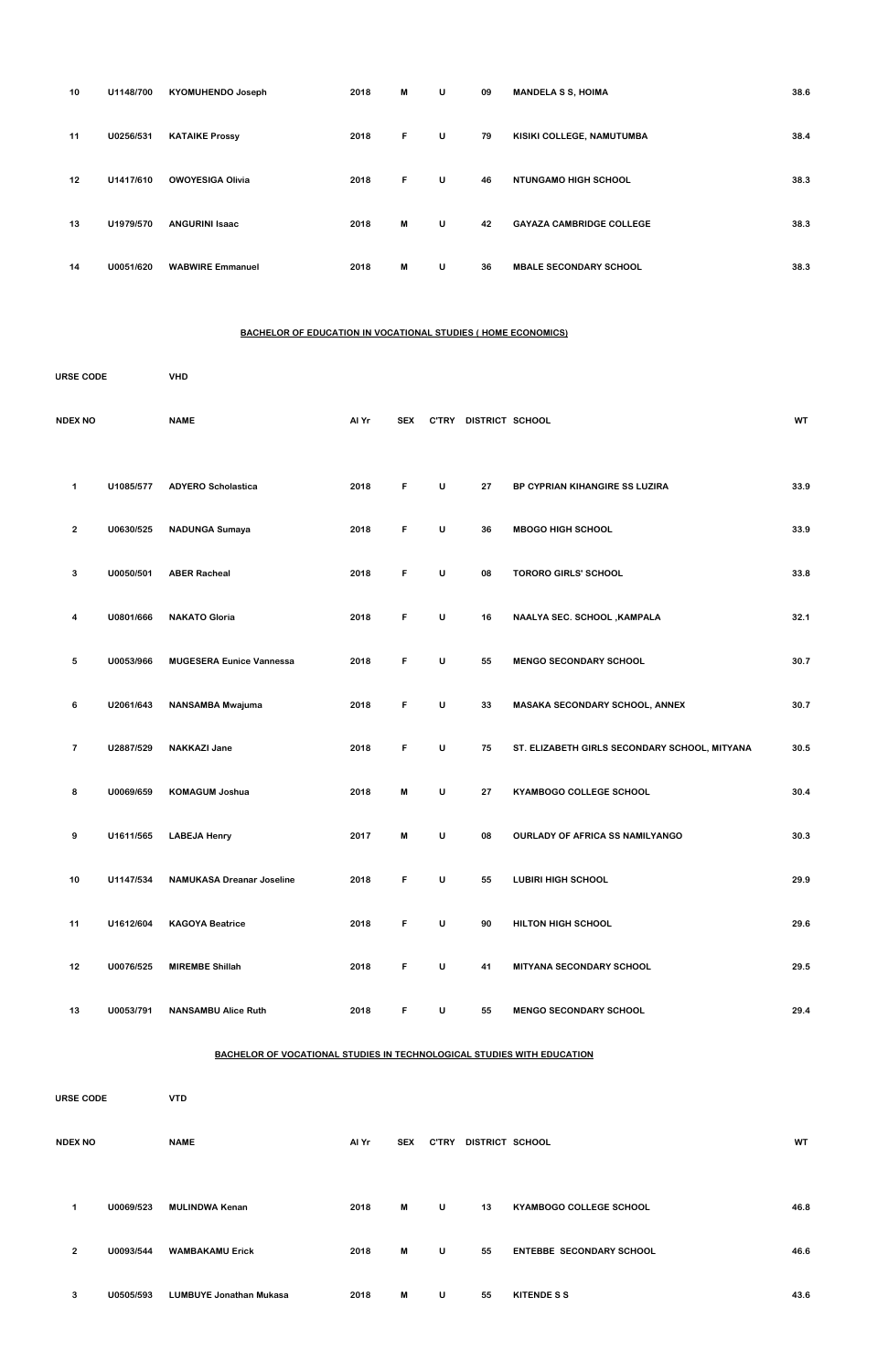| | | | | | | | | |
|---|---|---|---|---|---|---|---|---|
| 10 | U1148/700 | KYOMUHENDO Joseph | 2018 | M | U | 09 | MANDELA S S, HOIMA | 38.6 |
| 11 | U0256/531 | KATAIKE Prossy | 2018 | F | U | 79 | KISIKI COLLEGE, NAMUTUMBA | 38.4 |
| 12 | U1417/610 | OWOYESIGA Olivia | 2018 | F | U | 46 | NTUNGAMO HIGH SCHOOL | 38.3 |
| 13 | U1979/570 | ANGURINI Isaac | 2018 | M | U | 42 | GAYAZA CAMBRIDGE COLLEGE | 38.3 |
| 14 | U0051/620 | WABWIRE Emmanuel | 2018 | M | U | 36 | MBALE SECONDARY SCHOOL | 38.3 |

**BACHELOR OF EDUCATION IN VOCATIONAL STUDIES ( HOME ECONOMICS)**

URSE CODE VHD

| NDEX NO | | NAME | Al Yr | SEX | C'TRY | DISTRICT | SCHOOL | WT |
|---|---|---|---|---|---|---|---|---|
| 1 | U1085/577 | ADYERO Scholastica | 2018 | F | U | 27 | BP CYPRIAN KIHANGIRE SS LUZIRA | 33.9 |
| 2 | U0630/525 | NADUNGA Sumaya | 2018 | F | U | 36 | MBOGO HIGH SCHOOL | 33.9 |
| 3 | U0050/501 | ABER Racheal | 2018 | F | U | 08 | TORORO GIRLS' SCHOOL | 33.8 |
| 4 | U0801/666 | NAKATO Gloria | 2018 | F | U | 16 | NAALYA SEC. SCHOOL ,KAMPALA | 32.1 |
| 5 | U0053/966 | MUGESERA Eunice Vannessa | 2018 | F | U | 55 | MENGO SECONDARY SCHOOL | 30.7 |
| 6 | U2061/643 | NANSAMBA Mwajuma | 2018 | F | U | 33 | MASAKA SECONDARY SCHOOL, ANNEX | 30.7 |
| 7 | U2887/529 | NAKKAZI Jane | 2018 | F | U | 75 | ST. ELIZABETH GIRLS SECONDARY SCHOOL, MITYANA | 30.5 |
| 8 | U0069/659 | KOMAGUM Joshua | 2018 | M | U | 27 | KYAMBOGO COLLEGE SCHOOL | 30.4 |
| 9 | U1611/565 | LABEJA Henry | 2017 | M | U | 08 | OURLADY OF AFRICA SS NAMILYANGO | 30.3 |
| 10 | U1147/534 | NAMUKASA Dreanar Joseline | 2018 | F | U | 55 | LUBIRI HIGH SCHOOL | 29.9 |
| 11 | U1612/604 | KAGOYA Beatrice | 2018 | F | U | 90 | HILTON HIGH SCHOOL | 29.6 |
| 12 | U0076/525 | MIREMBE Shillah | 2018 | F | U | 41 | MITYANA SECONDARY SCHOOL | 29.5 |
| 13 | U0053/791 | NANSAMBU Alice Ruth | 2018 | F | U | 55 | MENGO SECONDARY SCHOOL | 29.4 |

**BACHELOR OF VOCATIONAL STUDIES IN TECHNOLOGICAL STUDIES WITH EDUCATION**

URSE CODE VTD

| NDEX NO | | NAME | Al Yr | SEX | C'TRY | DISTRICT | SCHOOL | WT |
|---|---|---|---|---|---|---|---|---|
| 1 | U0069/523 | MULINDWA Kenan | 2018 | M | U | 13 | KYAMBOGO COLLEGE SCHOOL | 46.8 |
| 2 | U0093/544 | WAMBAKAMU Erick | 2018 | M | U | 55 | ENTEBBE SECONDARY SCHOOL | 46.6 |
| 3 | U0505/593 | LUMBUYE Jonathan Mukasa | 2018 | M | U | 55 | KITENDE S S | 43.6 |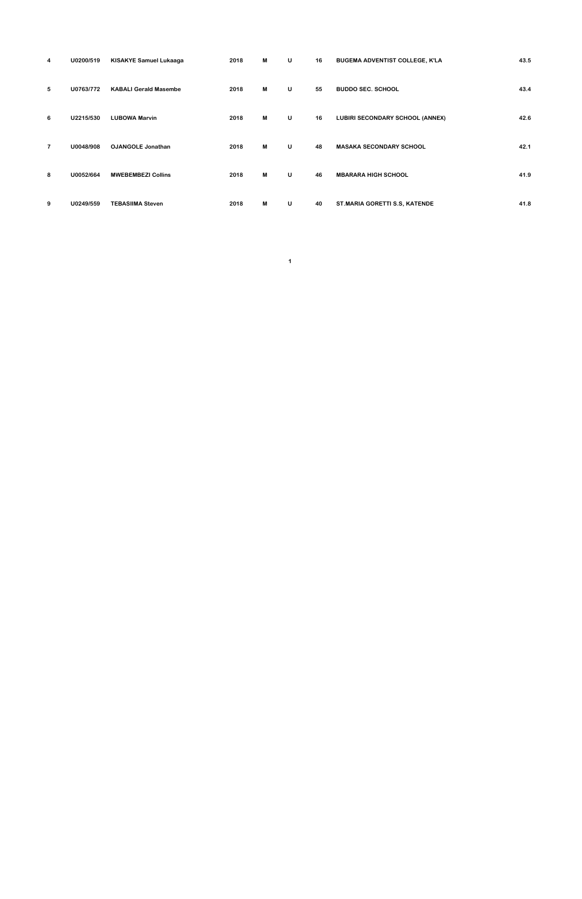| | | | | | | | | |
|---|---|---|---|---|---|---|---|---|
| 4 | U0200/519 | KISAKYE Samuel Lukaaga | 2018 | M | U | 16 | BUGEMA ADVENTIST COLLEGE, K'LA | 43.5 |
| 5 | U0763/772 | KABALI Gerald Masembe | 2018 | M | U | 55 | BUDDO SEC. SCHOOL | 43.4 |
| 6 | U2215/530 | LUBOWA Marvin | 2018 | M | U | 16 | LUBIRI SECONDARY SCHOOL (ANNEX) | 42.6 |
| 7 | U0048/908 | OJANGOLE Jonathan | 2018 | M | U | 48 | MASAKA SECONDARY SCHOOL | 42.1 |
| 8 | U0052/664 | MWEBEMBEZI Collins | 2018 | M | U | 46 | MBARARA HIGH SCHOOL | 41.9 |
| 9 | U0249/559 | TEBASIIMA Steven | 2018 | M | U | 40 | ST.MARIA GORETTI S.S, KATENDE | 41.8 |